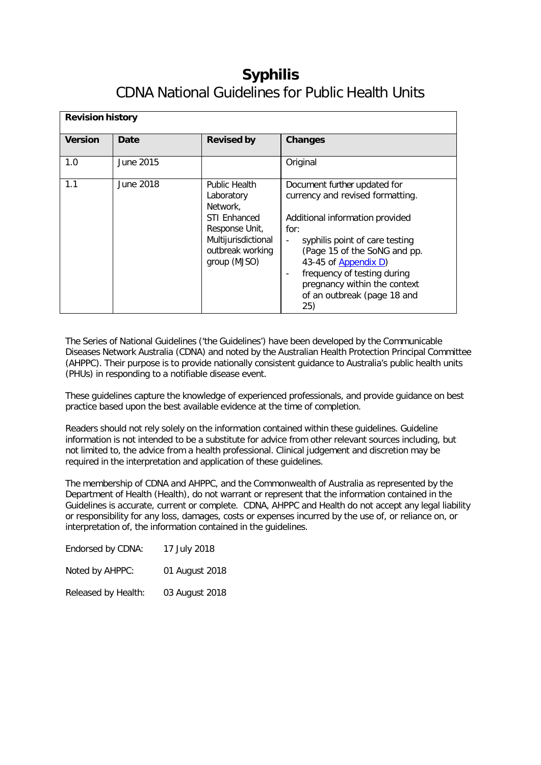# Syphilis

## CDNA National Guidelines for Public Health Units

| Revision history | | | |
|---|---|---|---|
| **Version** | **Date** | **Revised by** | **Changes** |
| 1.0 | June 2015 | | Original |
| 1.1 | June 2018 | Public Health Laboratory Network, STI Enhanced Response Unit, Multijurisdictional outbreak working group (MJSO) | Document further updated for currency and revised formatting.<br><br>Additional information provided for:<br>- syphilis point of care testing (Page 15 of the SoNG and pp. 43-45 of Appendix D)<br>- frequency of testing during pregnancy within the context of an outbreak (page 18 and 25) |

The Series of National Guidelines ('the Guidelines') have been developed by the Communicable Diseases Network Australia (CDNA) and noted by the Australian Health Protection Principal Committee (AHPPC). Their purpose is to provide nationally consistent guidance to Australia's public health units (PHUs) in responding to a notifiable disease event.

These guidelines capture the knowledge of experienced professionals, and provide guidance on best practice based upon the best available evidence at the time of completion.

Readers should not rely solely on the information contained within these guidelines. Guideline information is not intended to be a substitute for advice from other relevant sources including, but not limited to, the advice from a health professional. Clinical judgement and discretion may be required in the interpretation and application of these guidelines.

The membership of CDNA and AHPPC, and the Commonwealth of Australia as represented by the Department of Health (Health), do not warrant or represent that the information contained in the Guidelines is accurate, current or complete. CDNA, AHPPC and Health do not accept any legal liability or responsibility for any loss, damages, costs or expenses incurred by the use of, or reliance on, or interpretation of, the information contained in the guidelines.

Endorsed by CDNA: 17 July 2018

Noted by AHPPC: 01 August 2018

Released by Health: 03 August 2018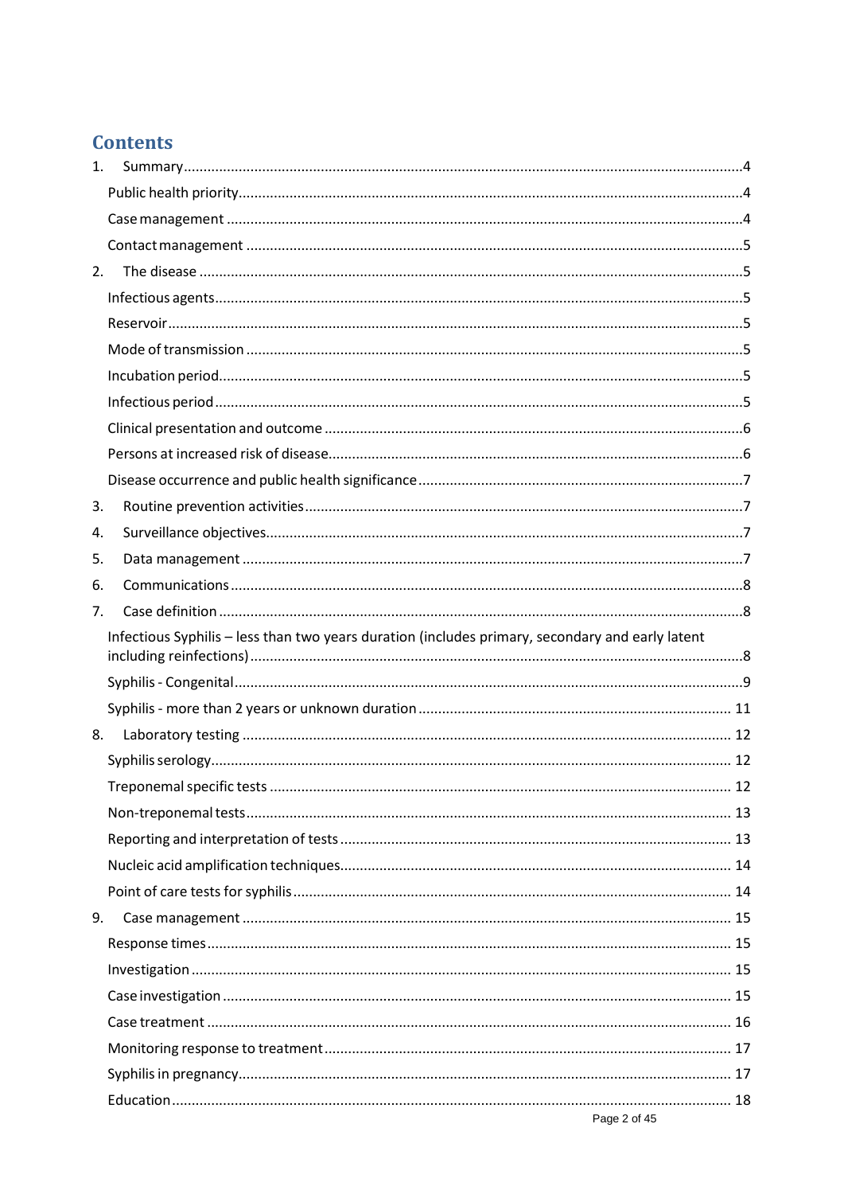# Contents

1. Summary ....................................................................................................................4
   - Public health priority....................................................................................................4
   - Case management ........................................................................................................4
   - Contact management ....................................................................................................5
2. The disease ..................................................................................................................5
   - Infectious agents............................................................................................................5
   - Reservoir........................................................................................................................5
   - Mode of transmission ....................................................................................................5
   - Incubation period...........................................................................................................5
   - Infectious period ............................................................................................................5
   - Clinical presentation and outcome ................................................................................6
   - Persons at increased risk of disease...............................................................................6
   - Disease occurrence and public health significance .......................................................7
3. Routine prevention activities .......................................................................................7
4. Surveillance objectives.................................................................................................7
5. Data management .......................................................................................................7
6. Communications ..........................................................................................................8
7. Case definition .............................................................................................................8
   - Infectious Syphilis – less than two years duration (includes primary, secondary and early latent including reinfections) ..................................................................................................8
   - Syphilis - Congenital.......................................................................................................9
   - Syphilis - more than 2 years or unknown duration ..................................................... 11
8. Laboratory testing ..................................................................................................... 12
   - Syphilis serology.......................................................................................................... 12
   - Treponemal specific tests ............................................................................................ 12
   - Non-treponemal tests.................................................................................................. 13
   - Reporting and interpretation of tests .......................................................................... 13
   - Nucleic acid amplification techniques.......................................................................... 14
   - Point of care tests for syphilis ..................................................................................... 14
9. Case management ..................................................................................................... 15
   - Response times............................................................................................................ 15
   - Investigation ............................................................................................................... 15
   - Case investigation ....................................................................................................... 15
   - Case treatment ............................................................................................................ 16
   - Monitoring response to treatment.............................................................................. 17
   - Syphilis in pregnancy.................................................................................................... 17
   - Education .................................................................................................................... 18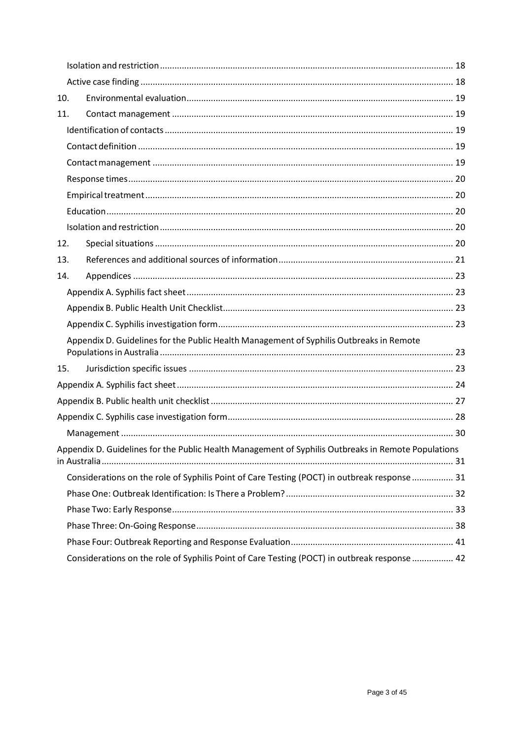Isolation and restriction ........................................................................................................ 18

Active case finding ................................................................................................................ 18

10. Environmental evaluation ............................................................................................ 19

11. Contact management ................................................................................................... 19

Identification of contacts ...................................................................................................... 19

Contact definition .................................................................................................................. 19

Contact management ............................................................................................................ 19

Response times ..................................................................................................................... 20

Empirical treatment ............................................................................................................... 20

Education .............................................................................................................................. 20

Isolation and restriction ........................................................................................................ 20

12. Special situations .......................................................................................................... 20

13. References and additional sources of information ....................................................... 21

14. Appendices ................................................................................................................... 23

Appendix A. Syphilis fact sheet ............................................................................................. 23

Appendix B. Public Health Unit Checklist ............................................................................... 23

Appendix C. Syphilis investigation form ................................................................................. 23

Appendix D. Guidelines for the Public Health Management of Syphilis Outbreaks in Remote Populations in Australia ........................................................................................................ 23

15. Jurisdiction specific issues ............................................................................................ 23

Appendix A. Syphilis fact sheet ................................................................................................. 24

Appendix B. Public health unit checklist ................................................................................... 27

Appendix C. Syphilis case investigation form ............................................................................ 28

Management ........................................................................................................................ 30

Appendix D. Guidelines for the Public Health Management of Syphilis Outbreaks in Remote Populations in Australia ............................................................................................................... 31

Considerations on the role of Syphilis Point of Care Testing (POCT) in outbreak response ................. 31

Phase One: Outbreak Identification: Is There a Problem? ..................................................... 32

Phase Two: Early Response ................................................................................................... 33

Phase Three: On-Going Response ......................................................................................... 38

Phase Four: Outbreak Reporting and Response Evaluation ................................................... 41

Considerations on the role of Syphilis Point of Care Testing (POCT) in outbreak response ................. 42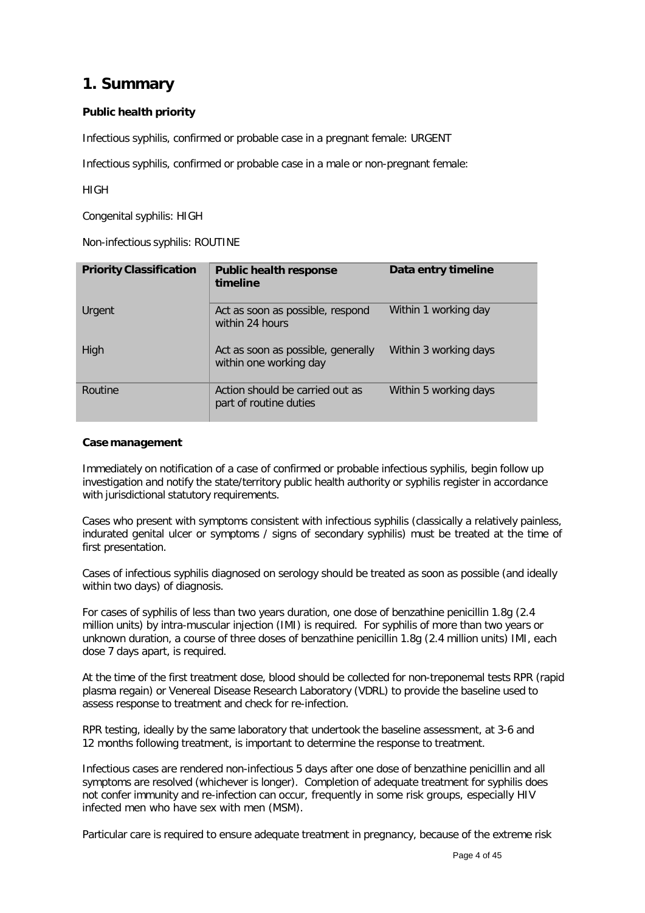# 1. Summary

**Public health priority**

Infectious syphilis, confirmed or probable case in a pregnant female: URGENT

Infectious syphilis, confirmed or probable case in a male or non-pregnant female:

HIGH

Congenital syphilis: HIGH

Non-infectious syphilis: ROUTINE

| Priority Classification | Public health response timeline | Data entry timeline |
|---|---|---|
| Urgent | Act as soon as possible, respond within 24 hours | Within 1 working day |
| High | Act as soon as possible, generally within one working day | Within 3 working days |
| Routine | Action should be carried out as part of routine duties | Within 5 working days |

**Case management**

Immediately on notification of a case of confirmed or probable infectious syphilis, begin follow up investigation and notify the state/territory public health authority or syphilis register in accordance with jurisdictional statutory requirements.

Cases who present with symptoms consistent with infectious syphilis (classically a relatively painless, indurated genital ulcer or symptoms / signs of secondary syphilis) must be treated at the time of first presentation.

Cases of infectious syphilis diagnosed on serology should be treated as soon as possible (and ideally within two days) of diagnosis.

For cases of syphilis of less than two years duration, one dose of benzathine penicillin 1.8g (2.4 million units) by intra-muscular injection (IMI) is required. For syphilis of more than two years or unknown duration, a course of three doses of benzathine penicillin 1.8g (2.4 million units) IMI, each dose 7 days apart, is required.

At the time of the first treatment dose, blood should be collected for non-treponemal tests RPR (rapid plasma regain) or Venereal Disease Research Laboratory (VDRL) to provide the baseline used to assess response to treatment and check for re-infection.

RPR testing, ideally by the same laboratory that undertook the baseline assessment, at 3-6 and 12 months following treatment, is important to determine the response to treatment.

Infectious cases are rendered non-infectious 5 days after one dose of benzathine penicillin and all symptoms are resolved (whichever is longer). Completion of adequate treatment for syphilis does not confer immunity and re-infection can occur, frequently in some risk groups, especially HIV infected men who have sex with men (MSM).

Particular care is required to ensure adequate treatment in pregnancy, because of the extreme risk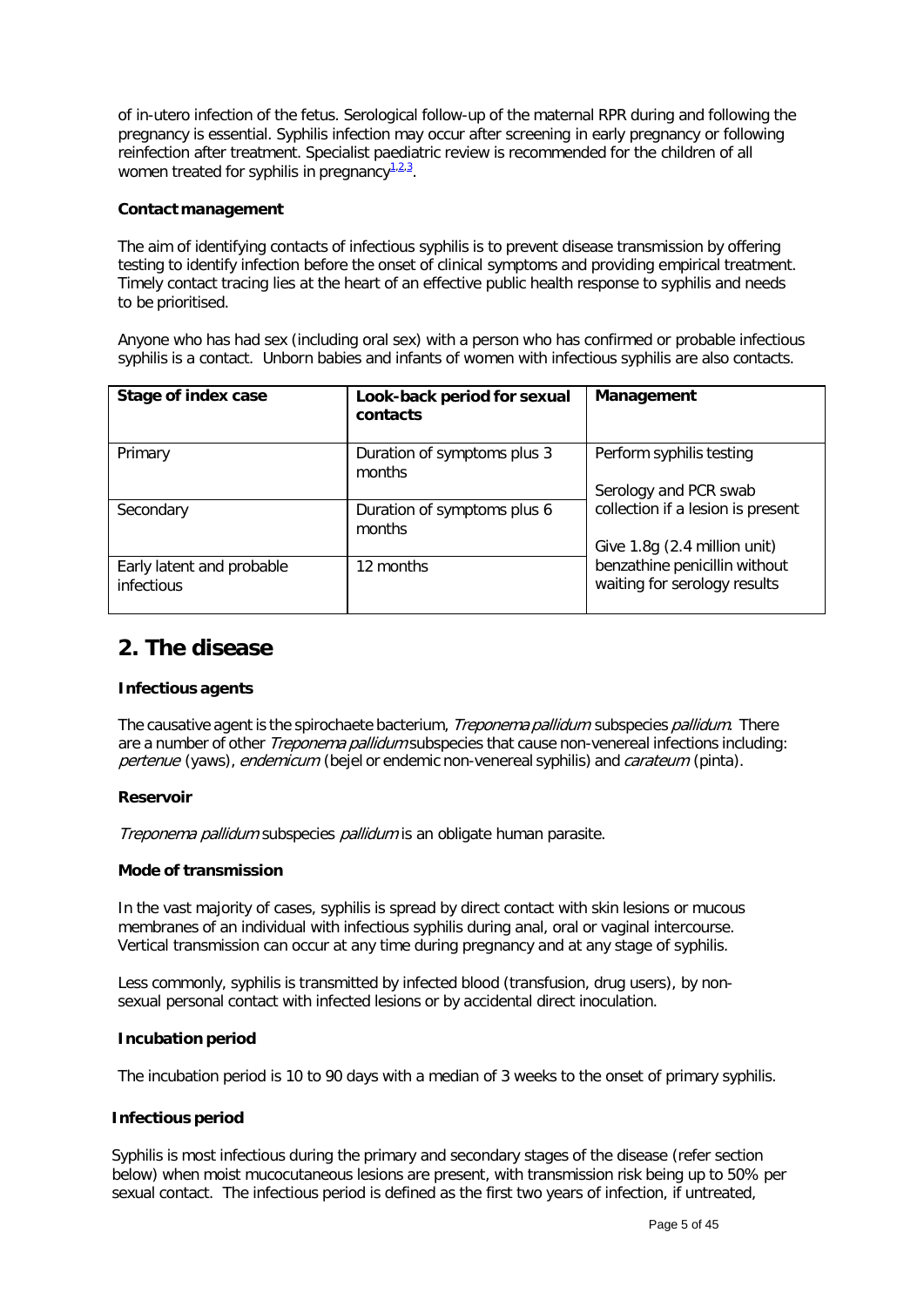of in-utero infection of the fetus. Serological follow-up of the maternal RPR during and following the pregnancy is essential. Syphilis infection may occur after screening in early pregnancy or following reinfection after treatment. Specialist paediatric review is recommended for the children of all women treated for syphilis in pregnancy[1,2,3].

**Contact management**

The aim of identifying contacts of infectious syphilis is to prevent disease transmission by offering testing to identify infection before the onset of clinical symptoms and providing empirical treatment. Timely contact tracing lies at the heart of an effective public health response to syphilis and needs to be prioritised.

Anyone who has had sex (including oral sex) with a person who has confirmed or probable infectious syphilis is a contact. Unborn babies and infants of women with infectious syphilis are also contacts.

| Stage of index case | Look-back period for sexual contacts | Management |
|---|---|---|
| Primary | Duration of symptoms plus 3 months | Perform syphilis testing<br><br>Serology and PCR swab collection if a lesion is present<br><br>Give 1.8g (2.4 million unit) benzathine penicillin without waiting for serology results |
| Secondary | Duration of symptoms plus 6 months | |
| Early latent and probable infectious | 12 months | |

## 2. The disease

**Infectious agents**

The causative agent is the spirochaete bacterium, *Treponema pallidum* subspecies *pallidum*. There are a number of other *Treponema pallidum* subspecies that cause non-venereal infections including: *pertenue* (yaws), *endemicum* (bejel or endemic non-venereal syphilis) and *carateum* (pinta).

**Reservoir**

*Treponema pallidum* subspecies *pallidum* is an obligate human parasite.

**Mode of transmission**

In the vast majority of cases, syphilis is spread by direct contact with skin lesions or mucous membranes of an individual with infectious syphilis during anal, oral or vaginal intercourse. Vertical transmission can occur at any time during pregnancy and at any stage of syphilis.

Less commonly, syphilis is transmitted by infected blood (transfusion, drug users), by non-sexual personal contact with infected lesions or by accidental direct inoculation.

**Incubation period**

The incubation period is 10 to 90 days with a median of 3 weeks to the onset of primary syphilis.

**Infectious period**

Syphilis is most infectious during the primary and secondary stages of the disease (refer section below) when moist mucocutaneous lesions are present, with transmission risk being up to 50% per sexual contact. The infectious period is defined as the first two years of infection, if untreated,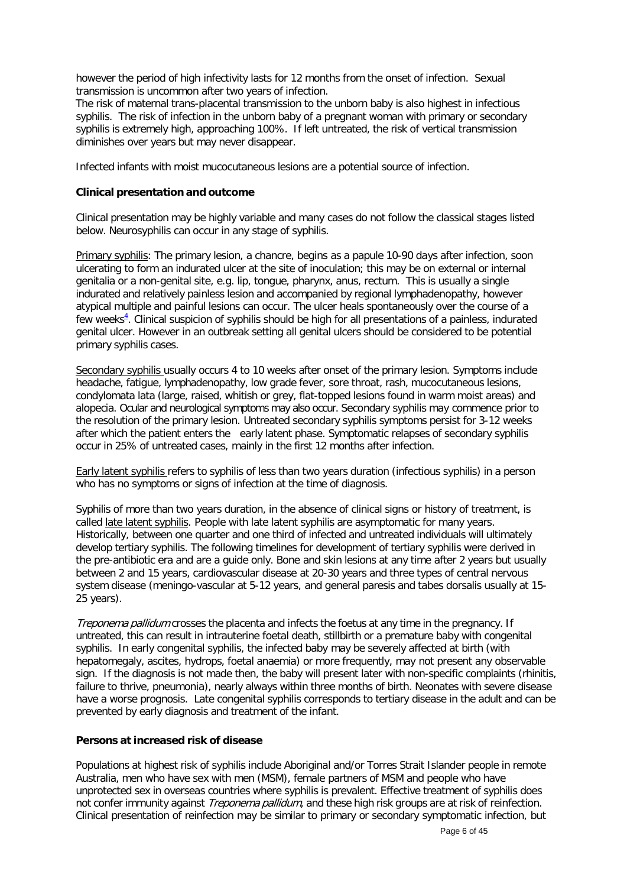however the period of high infectivity lasts for 12 months from the onset of infection. Sexual transmission is uncommon after two years of infection.

The risk of maternal trans-placental transmission to the unborn baby is also highest in infectious syphilis. The risk of infection in the unborn baby of a pregnant woman with primary or secondary syphilis is extremely high, approaching 100%. If left untreated, the risk of vertical transmission diminishes over years but may never disappear.

Infected infants with moist mucocutaneous lesions are a potential source of infection.

**Clinical presentation and outcome**

Clinical presentation may be highly variable and many cases do not follow the classical stages listed below. Neurosyphilis can occur in any stage of syphilis.

Primary syphilis: The primary lesion, a chancre, begins as a papule 10-90 days after infection, soon ulcerating to form an indurated ulcer at the site of inoculation; this may be on external or internal genitalia or a non-genital site, e.g. lip, tongue, pharynx, anus, rectum. This is usually a single indurated and relatively painless lesion and accompanied by regional lymphadenopathy, however atypical multiple and painful lesions can occur. The ulcer heals spontaneously over the course of a few weeks[4]. Clinical suspicion of syphilis should be high for all presentations of a painless, indurated genital ulcer. However in an outbreak setting all genital ulcers should be considered to be potential primary syphilis cases.

Secondary syphilis usually occurs 4 to 10 weeks after onset of the primary lesion. Symptoms include headache, fatigue, lymphadenopathy, low grade fever, sore throat, rash, mucocutaneous lesions, condylomata lata (large, raised, whitish or grey, flat-topped lesions found in warm moist areas) and alopecia. Ocular and neurological symptoms may also occur. Secondary syphilis may commence prior to the resolution of the primary lesion. Untreated secondary syphilis symptoms persist for 3-12 weeks after which the patient enters the early latent phase. Symptomatic relapses of secondary syphilis occur in 25% of untreated cases, mainly in the first 12 months after infection.

Early latent syphilis refers to syphilis of less than two years duration (infectious syphilis) in a person who has no symptoms or signs of infection at the time of diagnosis.

Syphilis of more than two years duration, in the absence of clinical signs or history of treatment, is called late latent syphilis. People with late latent syphilis are asymptomatic for many years. Historically, between one quarter and one third of infected and untreated individuals will ultimately develop tertiary syphilis. The following timelines for development of tertiary syphilis were derived in the pre-antibiotic era and are a guide only. Bone and skin lesions at any time after 2 years but usually between 2 and 15 years, cardiovascular disease at 20-30 years and three types of central nervous system disease (meningo-vascular at 5-12 years, and general paresis and tabes dorsalis usually at 15-25 years).

*Treponema pallidum* crosses the placenta and infects the foetus at any time in the pregnancy. If untreated, this can result in intrauterine foetal death, stillbirth or a premature baby with congenital syphilis. In early congenital syphilis, the infected baby may be severely affected at birth (with hepatomegaly, ascites, hydrops, foetal anaemia) or more frequently, may not present any observable sign. If the diagnosis is not made then, the baby will present later with non-specific complaints (rhinitis, failure to thrive, pneumonia), nearly always within three months of birth. Neonates with severe disease have a worse prognosis. Late congenital syphilis corresponds to tertiary disease in the adult and can be prevented by early diagnosis and treatment of the infant.

**Persons at increased risk of disease**

Populations at highest risk of syphilis include Aboriginal and/or Torres Strait Islander people in remote Australia, men who have sex with men (MSM), female partners of MSM and people who have unprotected sex in overseas countries where syphilis is prevalent. Effective treatment of syphilis does not confer immunity against *Treponema pallidum*, and these high risk groups are at risk of reinfection. Clinical presentation of reinfection may be similar to primary or secondary symptomatic infection, but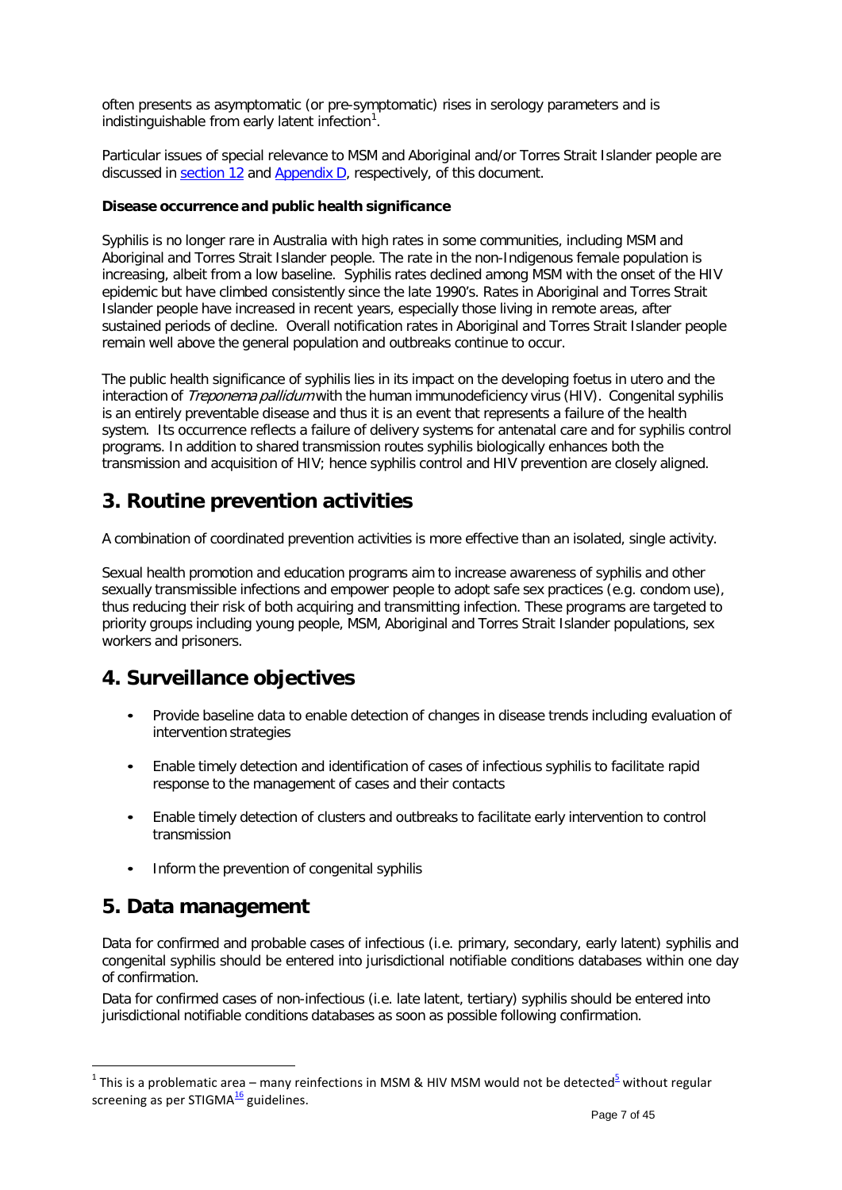often presents as asymptomatic (or pre-symptomatic) rises in serology parameters and is indistinguishable from early latent infection[1].

Particular issues of special relevance to MSM and Aboriginal and/or Torres Strait Islander people are discussed in section 12 and Appendix D, respectively, of this document.

**Disease occurrence and public health significance**

Syphilis is no longer rare in Australia with high rates in some communities, including MSM and Aboriginal and Torres Strait Islander people. The rate in the non-Indigenous female population is increasing, albeit from a low baseline. Syphilis rates declined among MSM with the onset of the HIV epidemic but have climbed consistently since the late 1990's. Rates in Aboriginal and Torres Strait Islander people have increased in recent years, especially those living in remote areas, after sustained periods of decline. Overall notification rates in Aboriginal and Torres Strait Islander people remain well above the general population and outbreaks continue to occur.

The public health significance of syphilis lies in its impact on the developing foetus in utero and the interaction of *Treponema pallidum* with the human immunodeficiency virus (HIV). Congenital syphilis is an entirely preventable disease and thus it is an event that represents a failure of the health system. Its occurrence reflects a failure of delivery systems for antenatal care and for syphilis control programs. In addition to shared transmission routes syphilis biologically enhances both the transmission and acquisition of HIV; hence syphilis control and HIV prevention are closely aligned.

## 3. Routine prevention activities

A combination of coordinated prevention activities is more effective than an isolated, single activity.

Sexual health promotion and education programs aim to increase awareness of syphilis and other sexually transmissible infections and empower people to adopt safe sex practices (e.g. condom use), thus reducing their risk of both acquiring and transmitting infection. These programs are targeted to priority groups including young people, MSM, Aboriginal and Torres Strait Islander populations, sex workers and prisoners.

## 4. Surveillance objectives

- Provide baseline data to enable detection of changes in disease trends including evaluation of intervention strategies
- Enable timely detection and identification of cases of infectious syphilis to facilitate rapid response to the management of cases and their contacts
- Enable timely detection of clusters and outbreaks to facilitate early intervention to control transmission
- Inform the prevention of congenital syphilis

## 5. Data management

Data for confirmed and probable cases of infectious (i.e. primary, secondary, early latent) syphilis and congenital syphilis should be entered into jurisdictional notifiable conditions databases within one day of confirmation.

Data for confirmed cases of non-infectious (i.e. late latent, tertiary) syphilis should be entered into jurisdictional notifiable conditions databases as soon as possible following confirmation.

[1] This is a problematic area – many reinfections in MSM & HIV MSM would not be detected[5] without regular screening as per STIGMA[16] guidelines.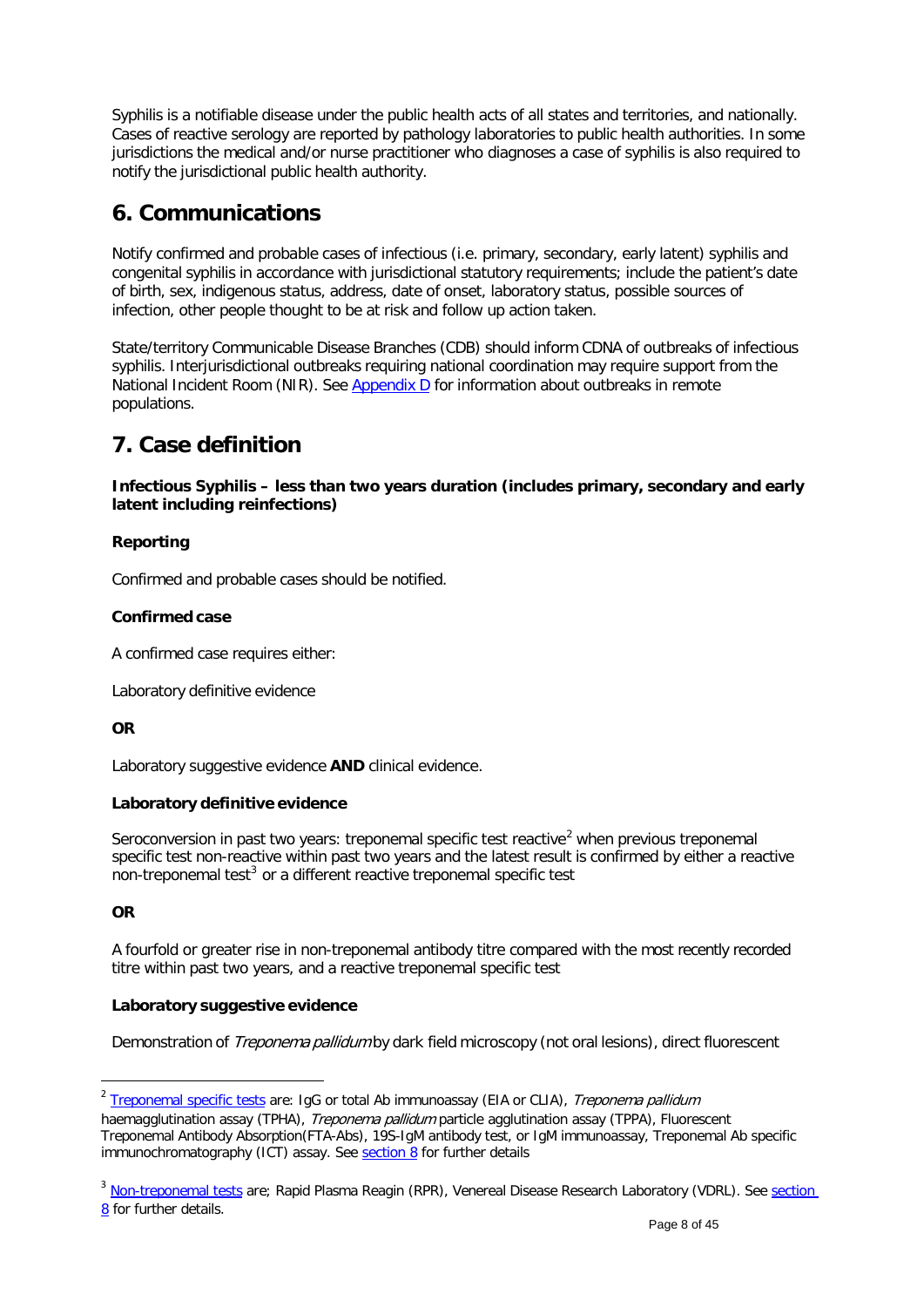Syphilis is a notifiable disease under the public health acts of all states and territories, and nationally. Cases of reactive serology are reported by pathology laboratories to public health authorities. In some jurisdictions the medical and/or nurse practitioner who diagnoses a case of syphilis is also required to notify the jurisdictional public health authority.

## 6. Communications

Notify confirmed and probable cases of infectious (i.e. primary, secondary, early latent) syphilis and congenital syphilis in accordance with jurisdictional statutory requirements; include the patient's date of birth, sex, indigenous status, address, date of onset, laboratory status, possible sources of infection, other people thought to be at risk and follow up action taken.

State/territory Communicable Disease Branches (CDB) should inform CDNA of outbreaks of infectious syphilis. Interjurisdictional outbreaks requiring national coordination may require support from the National Incident Room (NIR). See Appendix D for information about outbreaks in remote populations.

## 7. Case definition

**Infectious Syphilis – less than two years duration (includes primary, secondary and early latent including reinfections)**

**Reporting**

Confirmed and probable cases should be notified.

**Confirmed case**

A confirmed case requires either:

Laboratory definitive evidence

**OR**

Laboratory suggestive evidence **AND** clinical evidence.

**Laboratory definitive evidence**

Seroconversion in past two years: treponemal specific test reactive[2] when previous treponemal specific test non-reactive within past two years and the latest result is confirmed by either a reactive non-treponemal test[3] or a different reactive treponemal specific test

**OR**

A fourfold or greater rise in non-treponemal antibody titre compared with the most recently recorded titre within past two years, and a reactive treponemal specific test

**Laboratory suggestive evidence**

Demonstration of *Treponema pallidum* by dark field microscopy (not oral lesions), direct fluorescent

---

[2] Treponemal specific tests are: IgG or total Ab immunoassay (EIA or CLIA), *Treponema pallidum* haemagglutination assay (TPHA), *Treponema pallidum* particle agglutination assay (TPPA), Fluorescent Treponemal Antibody Absorption(FTA-Abs), 19S-IgM antibody test, or IgM immunoassay, Treponemal Ab specific immunochromatography (ICT) assay. See section 8 for further details

[3] Non-treponemal tests are; Rapid Plasma Reagin (RPR), Venereal Disease Research Laboratory (VDRL). See section 8 for further details.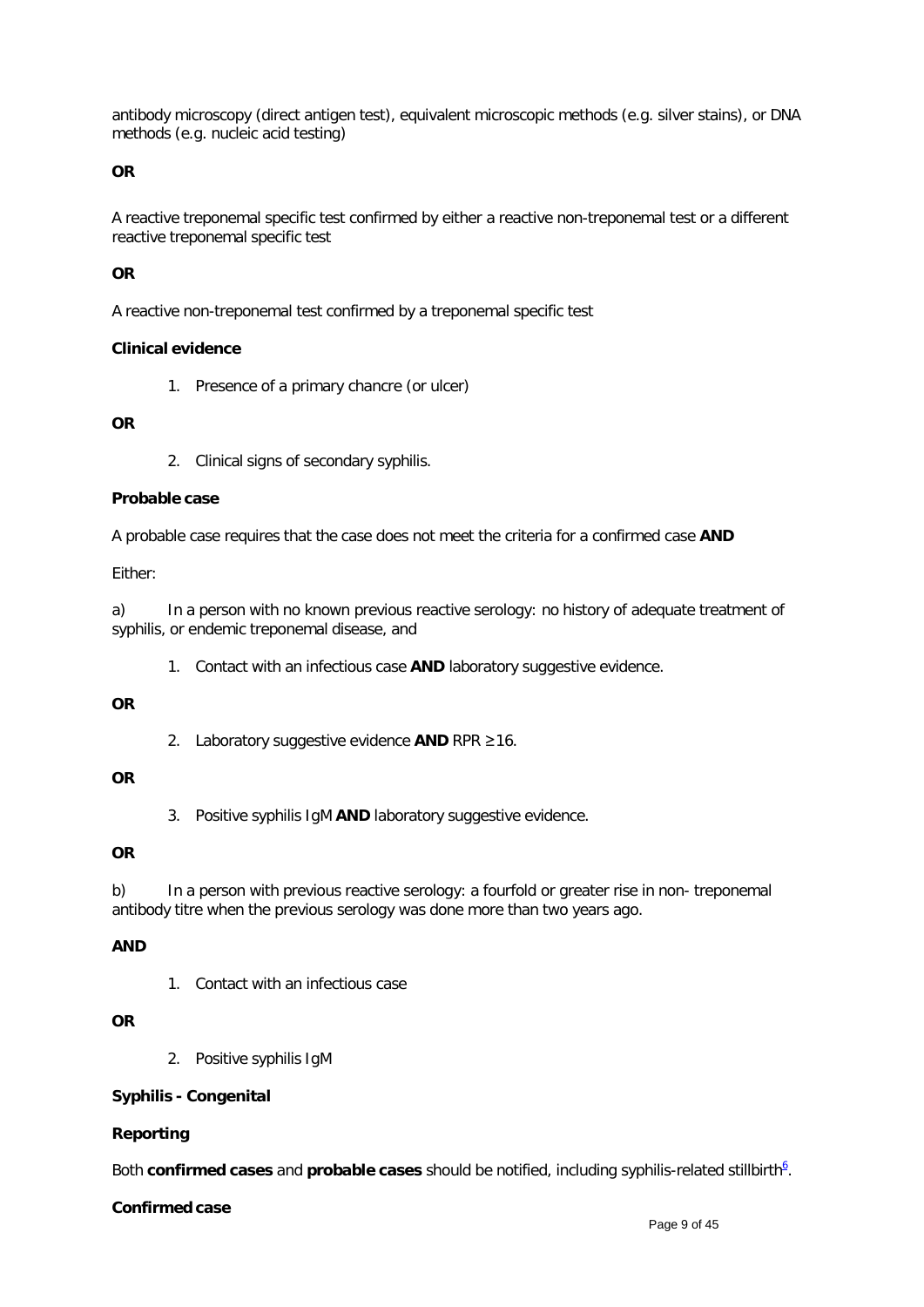antibody microscopy (direct antigen test), equivalent microscopic methods (e.g. silver stains), or DNA methods (e.g. nucleic acid testing)

**OR**

A reactive treponemal specific test confirmed by either a reactive non-treponemal test or a different reactive treponemal specific test

**OR**

A reactive non-treponemal test confirmed by a treponemal specific test

**Clinical evidence**

1. Presence of a primary chancre (or ulcer)

**OR**

2. Clinical signs of secondary syphilis.

**Probable case**

A probable case requires that the case does not meet the criteria for a confirmed case **AND**

Either:

a) In a person with no known previous reactive serology: no history of adequate treatment of syphilis, or endemic treponemal disease, and

1. Contact with an infectious case **AND** laboratory suggestive evidence.

**OR**

2. Laboratory suggestive evidence **AND** RPR ≥16.

**OR**

3. Positive syphilis IgM **AND** laboratory suggestive evidence.

**OR**

b) In a person with previous reactive serology: a fourfold or greater rise in non- treponemal antibody titre when the previous serology was done more than two years ago.

**AND**

1. Contact with an infectious case

**OR**

2. Positive syphilis IgM

**Syphilis - Congenital**

**Reporting**

Both **confirmed cases** and **probable cases** should be notified, including syphilis-related stillbirth[6].

**Confirmed case**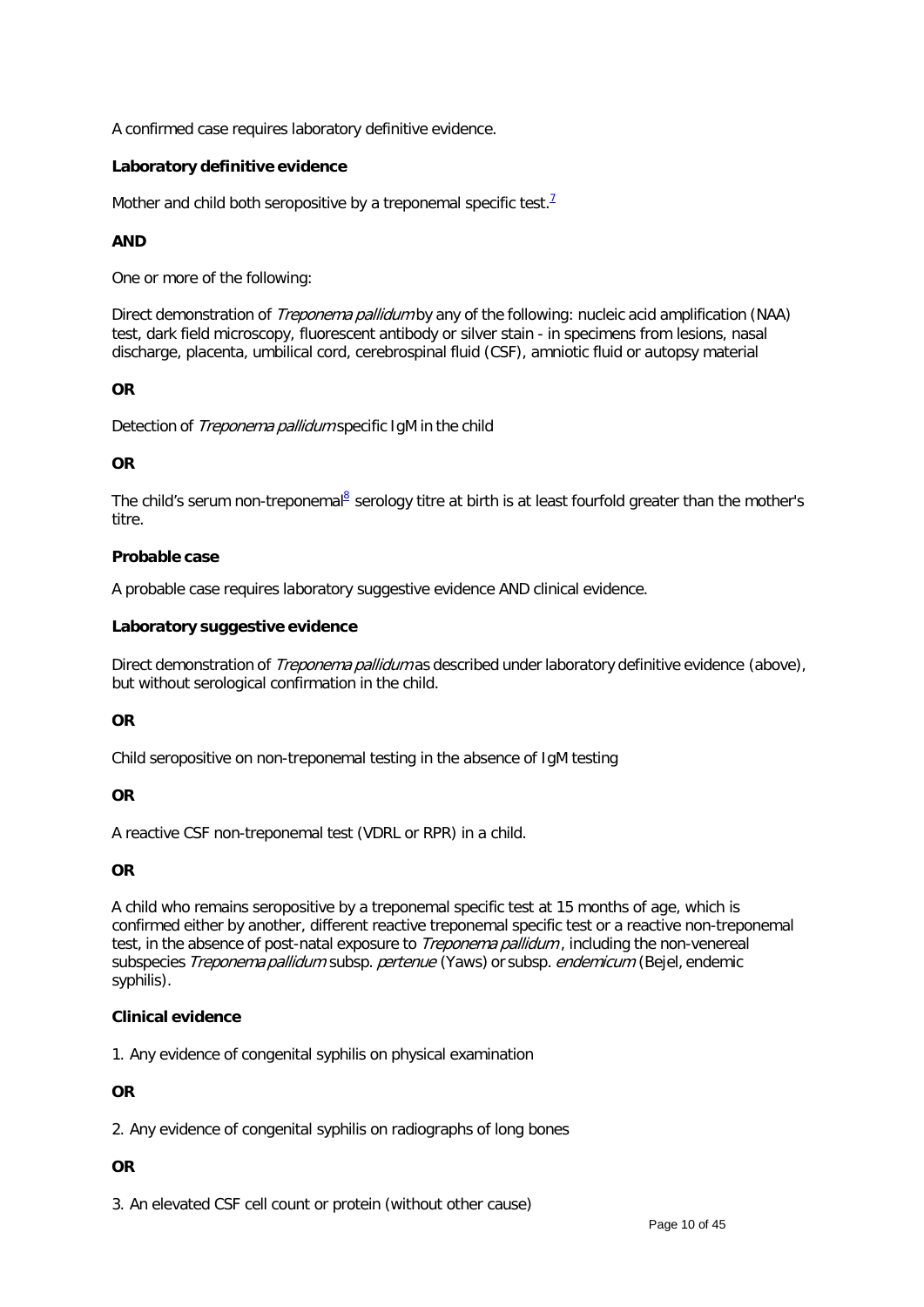A confirmed case requires laboratory definitive evidence.

**Laboratory definitive evidence**

Mother and child both seropositive by a treponemal specific test.[7]

**AND**

One or more of the following:

Direct demonstration of *Treponema pallidum* by any of the following: nucleic acid amplification (NAA) test, dark field microscopy, fluorescent antibody or silver stain - in specimens from lesions, nasal discharge, placenta, umbilical cord, cerebrospinal fluid (CSF), amniotic fluid or autopsy material

**OR**

Detection of *Treponema pallidum* specific IgM in the child

**OR**

The child's serum non-treponemal[8] serology titre at birth is at least fourfold greater than the mother's titre.

**Probable case**

A probable case requires laboratory suggestive evidence AND clinical evidence.

**Laboratory suggestive evidence**

Direct demonstration of *Treponema pallidum* as described under laboratory definitive evidence (above), but without serological confirmation in the child.

**OR**

Child seropositive on non-treponemal testing in the absence of IgM testing

**OR**

A reactive CSF non-treponemal test (VDRL or RPR) in a child.

**OR**

A child who remains seropositive by a treponemal specific test at 15 months of age, which is confirmed either by another, different reactive treponemal specific test or a reactive non-treponemal test, in the absence of post-natal exposure to *Treponema pallidum*, including the non-venereal subspecies *Treponema pallidum* subsp. *pertenue* (Yaws) or subsp. *endemicum* (Bejel, endemic syphilis).

**Clinical evidence**

1. Any evidence of congenital syphilis on physical examination

**OR**

2. Any evidence of congenital syphilis on radiographs of long bones

**OR**

3. An elevated CSF cell count or protein (without other cause)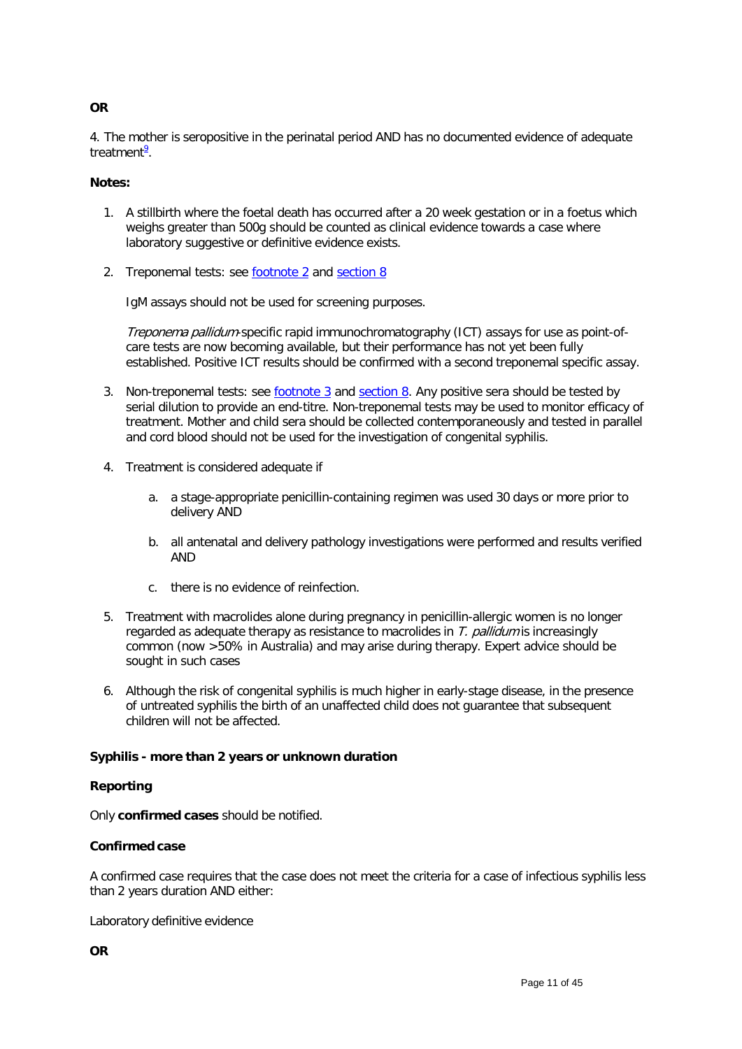**OR**

4. The mother is seropositive in the perinatal period AND has no documented evidence of adequate treatment[9].

**Notes:**

1. A stillbirth where the foetal death has occurred after a 20 week gestation or in a foetus which weighs greater than 500g should be counted as clinical evidence towards a case where laboratory suggestive or definitive evidence exists.
2. Treponemal tests: see footnote 2 and section 8

   IgM assays should not be used for screening purposes.

   *Treponema pallidum*-specific rapid immunochromatography (ICT) assays for use as point-of-care tests are now becoming available, but their performance has not yet been fully established. Positive ICT results should be confirmed with a second treponemal specific assay.
3. Non-treponemal tests: see footnote 3 and section 8. Any positive sera should be tested by serial dilution to provide an end-titre. Non-treponemal tests may be used to monitor efficacy of treatment. Mother and child sera should be collected contemporaneously and tested in parallel and cord blood should not be used for the investigation of congenital syphilis.
4. Treatment is considered adequate if
   a. a stage-appropriate penicillin-containing regimen was used 30 days or more prior to delivery AND
   b. all antenatal and delivery pathology investigations were performed and results verified AND
   c. there is no evidence of reinfection.
5. Treatment with macrolides alone during pregnancy in penicillin-allergic women is no longer regarded as adequate therapy as resistance to macrolides in *T. pallidum* is increasingly common (now >50% in Australia) and may arise during therapy. Expert advice should be sought in such cases
6. Although the risk of congenital syphilis is much higher in early-stage disease, in the presence of untreated syphilis the birth of an unaffected child does not guarantee that subsequent children will not be affected.

**Syphilis - more than 2 years or unknown duration**

**Reporting**

Only **confirmed cases** should be notified.

**Confirmed case**

A confirmed case requires that the case does not meet the criteria for a case of infectious syphilis less than 2 years duration AND either:

Laboratory definitive evidence

**OR**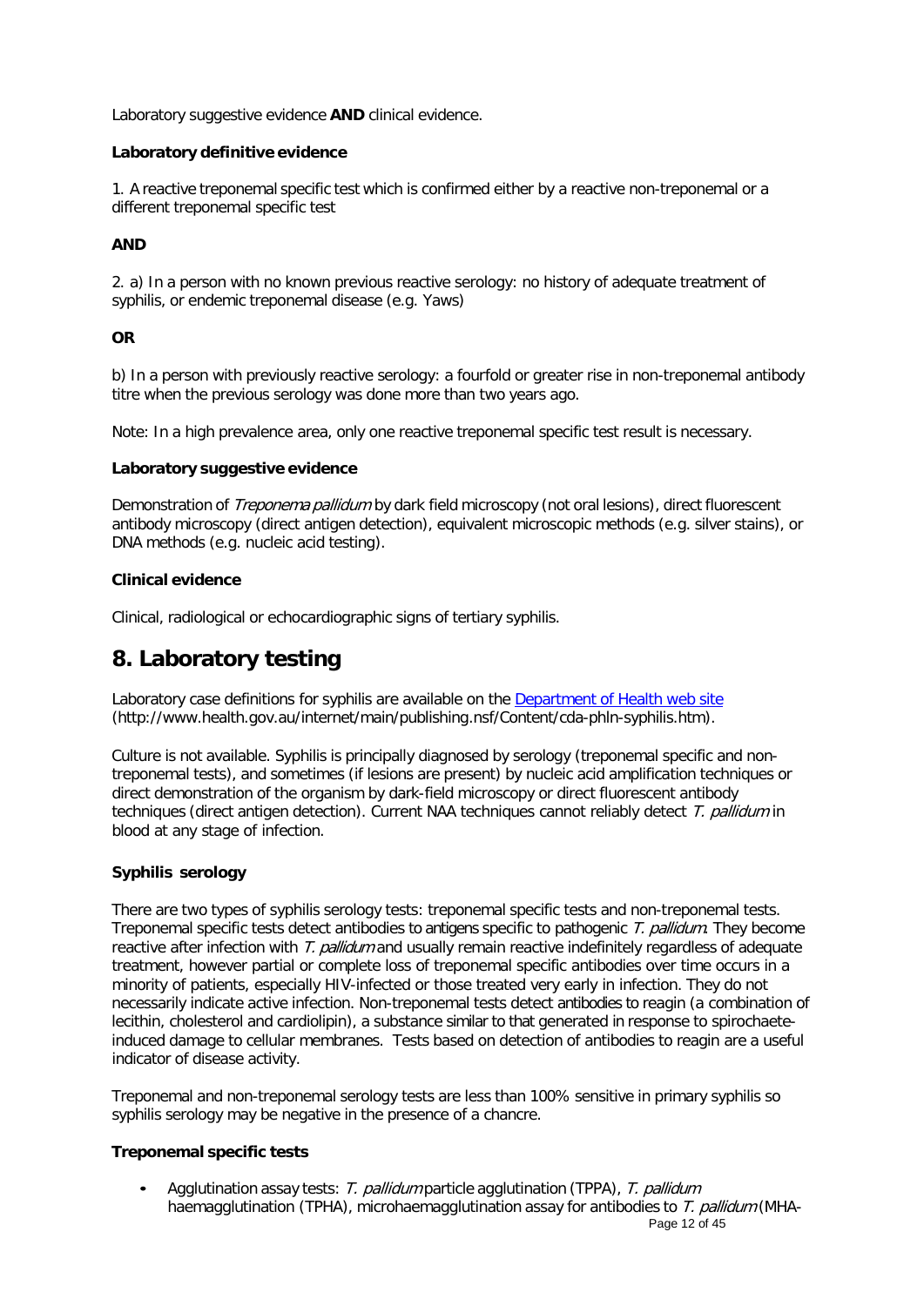Laboratory suggestive evidence **AND** clinical evidence.

**Laboratory definitive evidence**

1. A reactive treponemal specific test which is confirmed either by a reactive non-treponemal or a different treponemal specific test

**AND**

2. a) In a person with no known previous reactive serology: no history of adequate treatment of syphilis, or endemic treponemal disease (e.g. Yaws)

**OR**

b) In a person with previously reactive serology: a fourfold or greater rise in non-treponemal antibody titre when the previous serology was done more than two years ago.

Note: In a high prevalence area, only one reactive treponemal specific test result is necessary.

**Laboratory suggestive evidence**

Demonstration of *Treponema pallidum* by dark field microscopy (not oral lesions), direct fluorescent antibody microscopy (direct antigen detection), equivalent microscopic methods (e.g. silver stains), or DNA methods (e.g. nucleic acid testing).

**Clinical evidence**

Clinical, radiological or echocardiographic signs of tertiary syphilis.

# 8. Laboratory testing

Laboratory case definitions for syphilis are available on the [Department of Health web site](http://www.health.gov.au/internet/main/publishing.nsf/Content/cda-phln-syphilis.htm) (http://www.health.gov.au/internet/main/publishing.nsf/Content/cda-phln-syphilis.htm).

Culture is not available. Syphilis is principally diagnosed by serology (treponemal specific and non-treponemal tests), and sometimes (if lesions are present) by nucleic acid amplification techniques or direct demonstration of the organism by dark-field microscopy or direct fluorescent antibody techniques (direct antigen detection). Current NAA techniques cannot reliably detect *T. pallidum* in blood at any stage of infection.

**Syphilis serology**

There are two types of syphilis serology tests: treponemal specific tests and non-treponemal tests. Treponemal specific tests detect antibodies to antigens specific to pathogenic *T. pallidum*. They become reactive after infection with *T. pallidum* and usually remain reactive indefinitely regardless of adequate treatment, however partial or complete loss of treponemal specific antibodies over time occurs in a minority of patients, especially HIV-infected or those treated very early in infection. They do not necessarily indicate active infection. Non-treponemal tests detect antibodies to reagin (a combination of lecithin, cholesterol and cardiolipin), a substance similar to that generated in response to spirochaete-induced damage to cellular membranes. Tests based on detection of antibodies to reagin are a useful indicator of disease activity.

Treponemal and non-treponemal serology tests are less than 100% sensitive in primary syphilis so syphilis serology may be negative in the presence of a chancre.

**Treponemal specific tests**

- Agglutination assay tests: *T. pallidum* particle agglutination (TPPA), *T. pallidum* haemagglutination (TPHA), microhaemagglutination assay for antibodies to *T. pallidum* (MHA-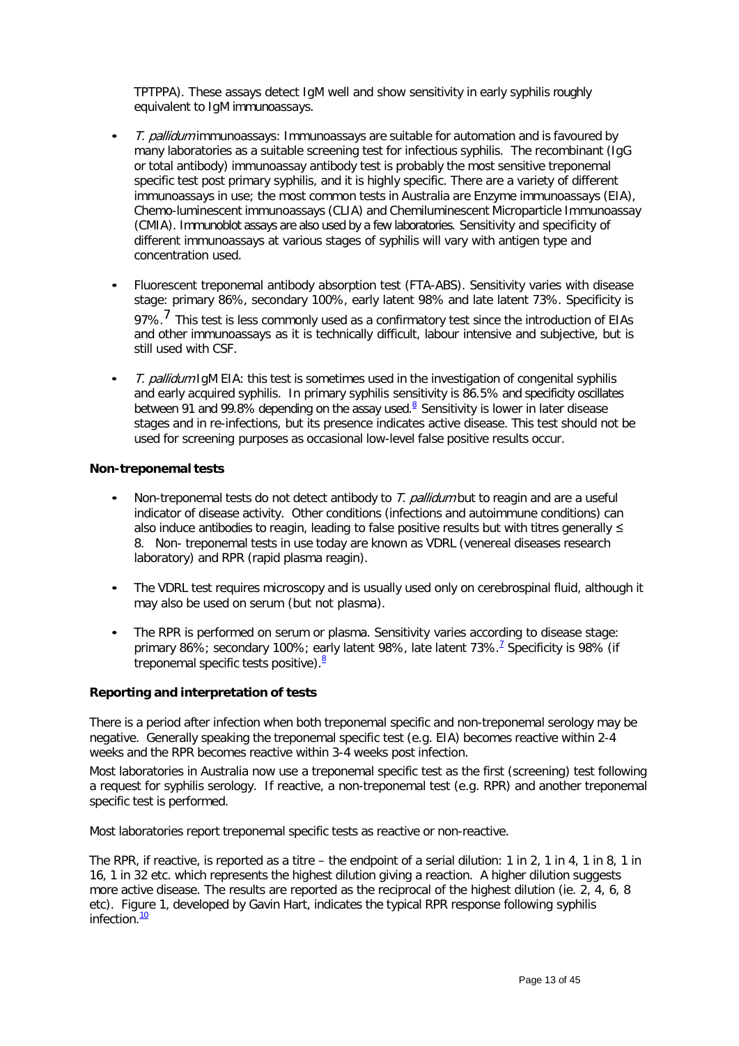TPTPPA). These assays detect IgM well and show sensitivity in early syphilis roughly equivalent to IgM immunoassays.

- *T. pallidum* immunoassays: Immunoassays are suitable for automation and is favoured by many laboratories as a suitable screening test for infectious syphilis. The recombinant (IgG or total antibody) immunoassay antibody test is probably the most sensitive treponemal specific test post primary syphilis, and it is highly specific. There are a variety of different immunoassays in use; the most common tests in Australia are Enzyme immunoassays (EIA), Chemo-luminescent immunoassays (CLIA) and Chemiluminescent Microparticle Immunoassay (CMIA). Immunoblot assays are also used by a few laboratories. Sensitivity and specificity of different immunoassays at various stages of syphilis will vary with antigen type and concentration used.

- Fluorescent treponemal antibody absorption test (FTA-ABS). Sensitivity varies with disease stage: primary 86%, secondary 100%, early latent 98% and late latent 73%. Specificity is 97%.[7] This test is less commonly used as a confirmatory test since the introduction of EIAs and other immunoassays as it is technically difficult, labour intensive and subjective, but is still used with CSF.

- *T. pallidum* IgM EIA: this test is sometimes used in the investigation of congenital syphilis and early acquired syphilis. In primary syphilis sensitivity is 86.5% and specificity oscillates between 91 and 99.8% depending on the assay used.[8] Sensitivity is lower in later disease stages and in re-infections, but its presence indicates active disease. This test should not be used for screening purposes as occasional low-level false positive results occur.

**Non-treponemal tests**

- Non-treponemal tests do not detect antibody to *T. pallidum* but to reagin and are a useful indicator of disease activity. Other conditions (infections and autoimmune conditions) can also induce antibodies to reagin, leading to false positive results but with titres generally ≤ 8. Non- treponemal tests in use today are known as VDRL (venereal diseases research laboratory) and RPR (rapid plasma reagin).

- The VDRL test requires microscopy and is usually used only on cerebrospinal fluid, although it may also be used on serum (but not plasma).

- The RPR is performed on serum or plasma. Sensitivity varies according to disease stage: primary 86%; secondary 100%; early latent 98%, late latent 73%.[7] Specificity is 98% (if treponemal specific tests positive).[8]

**Reporting and interpretation of tests**

There is a period after infection when both treponemal specific and non-treponemal serology may be negative. Generally speaking the treponemal specific test (e.g. EIA) becomes reactive within 2-4 weeks and the RPR becomes reactive within 3-4 weeks post infection.

Most laboratories in Australia now use a treponemal specific test as the first (screening) test following a request for syphilis serology. If reactive, a non-treponemal test (e.g. RPR) and another treponemal specific test is performed.

Most laboratories report treponemal specific tests as reactive or non-reactive.

The RPR, if reactive, is reported as a titre – the endpoint of a serial dilution: 1 in 2, 1 in 4, 1 in 8, 1 in 16, 1 in 32 etc. which represents the highest dilution giving a reaction. A higher dilution suggests more active disease. The results are reported as the reciprocal of the highest dilution (ie. 2, 4, 6, 8 etc). Figure 1, developed by Gavin Hart, indicates the typical RPR response following syphilis infection.[10]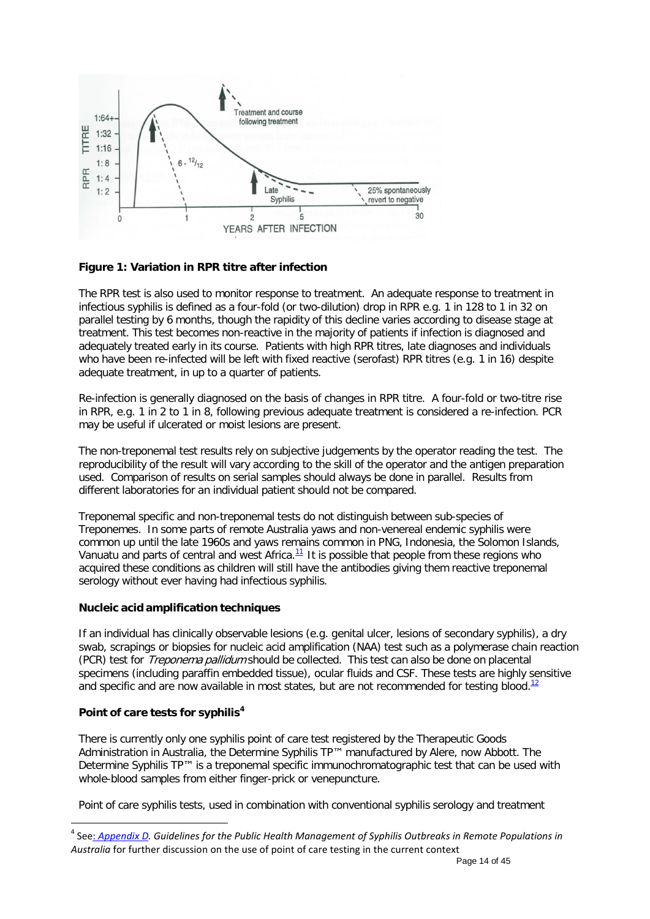RPR TITRE

1:64+
1:32
1:16
1:8
1:4
1:2

Treatment and course following treatment

$6 - {}^{12}/_{12}$

Late Syphilis

25% spontaneously revert to negative

0
1
2
5
30

YEARS AFTER INFECTION

**Figure 1: Variation in RPR titre after infection**

The RPR test is also used to monitor response to treatment. An adequate response to treatment in infectious syphilis is defined as a four-fold (or two-dilution) drop in RPR e.g. 1 in 128 to 1 in 32 on parallel testing by 6 months, though the rapidity of this decline varies according to disease stage at treatment. This test becomes non-reactive in the majority of patients if infection is diagnosed and adequately treated early in its course. Patients with high RPR titres, late diagnoses and individuals who have been re-infected will be left with fixed reactive (serofast) RPR titres (e.g. 1 in 16) despite adequate treatment, in up to a quarter of patients.

Re-infection is generally diagnosed on the basis of changes in RPR titre. A four-fold or two-titre rise in RPR, e.g. 1 in 2 to 1 in 8, following previous adequate treatment is considered a re-infection. PCR may be useful if ulcerated or moist lesions are present.

The non-treponemal test results rely on subjective judgements by the operator reading the test. The reproducibility of the result will vary according to the skill of the operator and the antigen preparation used. Comparison of results on serial samples should always be done in parallel. Results from different laboratories for an individual patient should not be compared.

Treponemal specific and non-treponemal tests do not distinguish between sub-species of Treponemes. In some parts of remote Australia yaws and non-venereal endemic syphilis were common up until the late 1960s and yaws remains common in PNG, Indonesia, the Solomon Islands, Vanuatu and parts of central and west Africa.[11] It is possible that people from these regions who acquired these conditions as children will still have the antibodies giving them reactive treponemal serology without ever having had infectious syphilis.

### Nucleic acid amplification techniques

If an individual has clinically observable lesions (e.g. genital ulcer, lesions of secondary syphilis), a dry swab, scrapings or biopsies for nucleic acid amplification (NAA) test such as a polymerase chain reaction (PCR) test for *Treponema pallidum* should be collected. This test can also be done on placental specimens (including paraffin embedded tissue), ocular fluids and CSF. These tests are highly sensitive and specific and are now available in most states, but are not recommended for testing blood.[12]

### Point of care tests for syphilis[4]

There is currently only one syphilis point of care test registered by the Therapeutic Goods Administration in Australia, the Determine Syphilis TP™ manufactured by Alere, now Abbott. The Determine Syphilis TP™ is a treponemal specific immunochromatographic test that can be used with whole-blood samples from either finger-prick or venepuncture.

Point of care syphilis tests, used in combination with conventional syphilis serology and treatment

[4] See: *Appendix D. Guidelines for the Public Health Management of Syphilis Outbreaks in Remote Populations in Australia* for further discussion on the use of point of care testing in the current context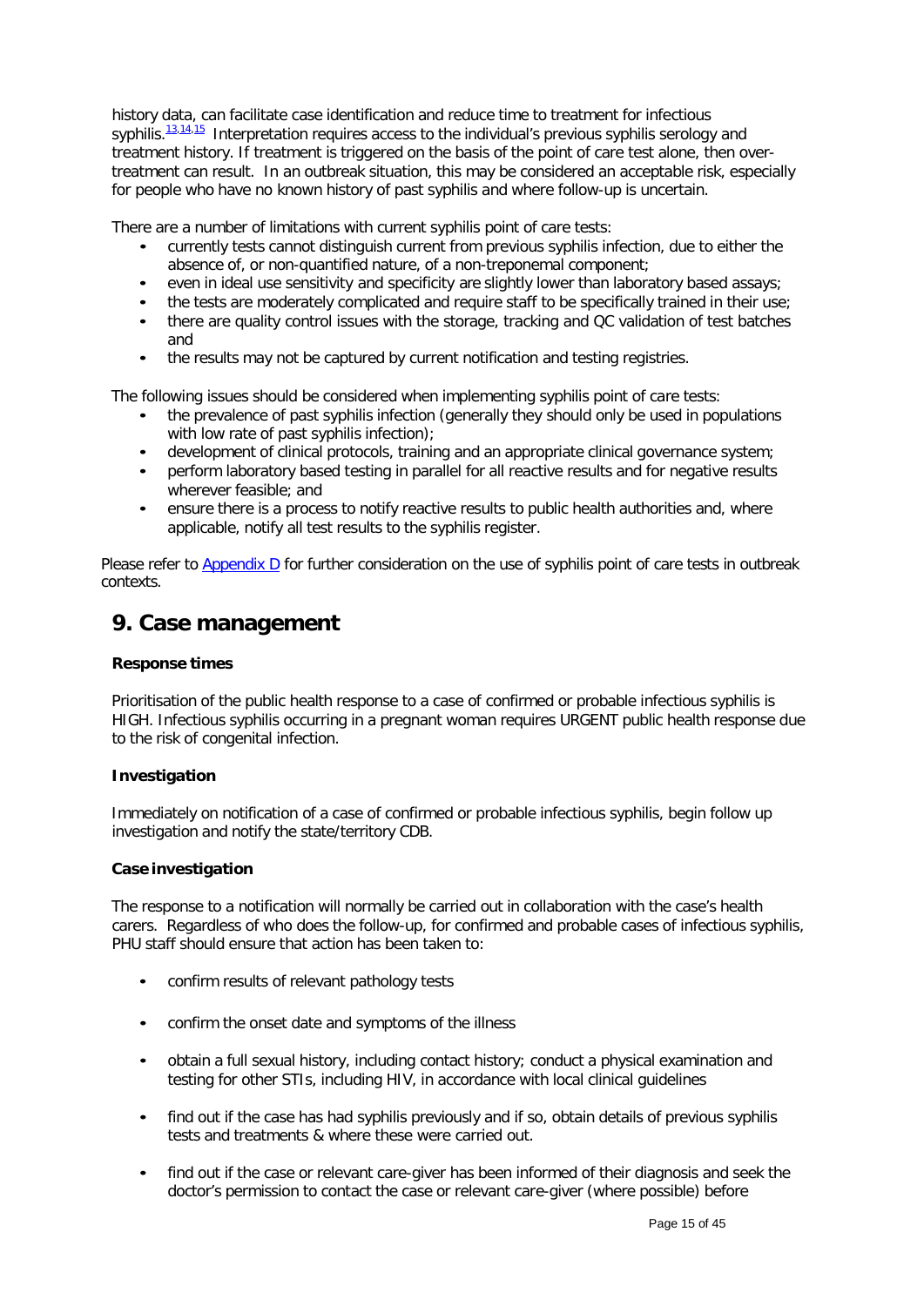history data, can facilitate case identification and reduce time to treatment for infectious syphilis.[13,14,15] Interpretation requires access to the individual's previous syphilis serology and treatment history. If treatment is triggered on the basis of the point of care test alone, then over-treatment can result. In an outbreak situation, this may be considered an acceptable risk, especially for people who have no known history of past syphilis and where follow-up is uncertain.

There are a number of limitations with current syphilis point of care tests:

- currently tests cannot distinguish current from previous syphilis infection, due to either the absence of, or non-quantified nature, of a non-treponemal component;
- even in ideal use sensitivity and specificity are slightly lower than laboratory based assays;
- the tests are moderately complicated and require staff to be specifically trained in their use;
- there are quality control issues with the storage, tracking and QC validation of test batches and
- the results may not be captured by current notification and testing registries.

The following issues should be considered when implementing syphilis point of care tests:

- the prevalence of past syphilis infection (generally they should only be used in populations with low rate of past syphilis infection);
- development of clinical protocols, training and an appropriate clinical governance system;
- perform laboratory based testing in parallel for all reactive results and for negative results wherever feasible; and
- ensure there is a process to notify reactive results to public health authorities and, where applicable, notify all test results to the syphilis register.

Please refer to Appendix D for further consideration on the use of syphilis point of care tests in outbreak contexts.

## 9. Case management

**Response times**

Prioritisation of the public health response to a case of confirmed or probable infectious syphilis is HIGH. Infectious syphilis occurring in a pregnant woman requires URGENT public health response due to the risk of congenital infection.

**Investigation**

Immediately on notification of a case of confirmed or probable infectious syphilis, begin follow up investigation and notify the state/territory CDB.

**Case investigation**

The response to a notification will normally be carried out in collaboration with the case's health carers. Regardless of who does the follow-up, for confirmed and probable cases of infectious syphilis, PHU staff should ensure that action has been taken to:

- confirm results of relevant pathology tests
- confirm the onset date and symptoms of the illness
- obtain a full sexual history, including contact history; conduct a physical examination and testing for other STIs, including HIV, in accordance with local clinical guidelines
- find out if the case has had syphilis previously and if so, obtain details of previous syphilis tests and treatments & where these were carried out.
- find out if the case or relevant care-giver has been informed of their diagnosis and seek the doctor's permission to contact the case or relevant care-giver (where possible) before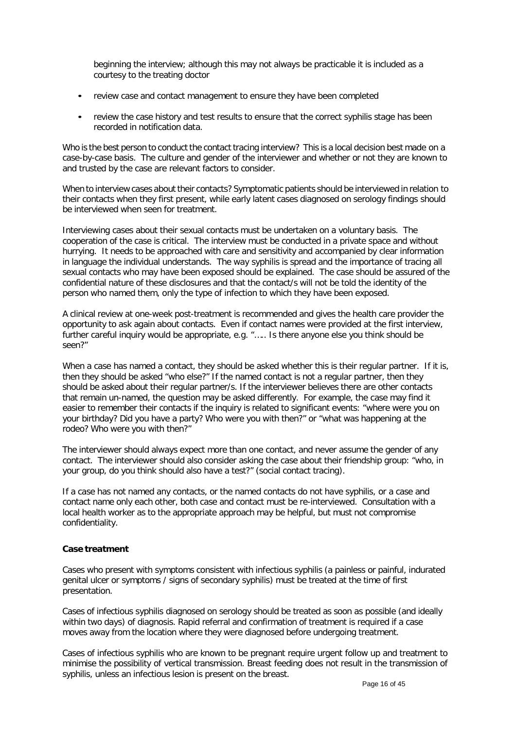beginning the interview; although this may not always be practicable it is included as a courtesy to the treating doctor

- review case and contact management to ensure they have been completed
- review the case history and test results to ensure that the correct syphilis stage has been recorded in notification data.

Who is the best person to conduct the contact tracing interview? This is a local decision best made on a case-by-case basis. The culture and gender of the interviewer and whether or not they are known to and trusted by the case are relevant factors to consider.

When to interview cases about their contacts? Symptomatic patients should be interviewed in relation to their contacts when they first present, while early latent cases diagnosed on serology findings should be interviewed when seen for treatment.

Interviewing cases about their sexual contacts must be undertaken on a voluntary basis. The cooperation of the case is critical. The interview must be conducted in a private space and without hurrying. It needs to be approached with care and sensitivity and accompanied by clear information in language the individual understands. The way syphilis is spread and the importance of tracing all sexual contacts who may have been exposed should be explained. The case should be assured of the confidential nature of these disclosures and that the contact/s will not be told the identity of the person who named them, only the type of infection to which they have been exposed.

A clinical review at one-week post-treatment is recommended and gives the health care provider the opportunity to ask again about contacts. Even if contact names were provided at the first interview, further careful inquiry would be appropriate, e.g. "….. Is there anyone else you think should be seen?"

When a case has named a contact, they should be asked whether this is their regular partner. If it is, then they should be asked "who else?" If the named contact is not a regular partner, then they should be asked about their regular partner/s. If the interviewer believes there are other contacts that remain un-named, the question may be asked differently. For example, the case may find it easier to remember their contacts if the inquiry is related to significant events: "where were you on your birthday? Did you have a party? Who were you with then?" or "what was happening at the rodeo? Who were you with then?"

The interviewer should always expect more than one contact, and never assume the gender of any contact. The interviewer should also consider asking the case about their friendship group: "who, in your group, do you think should also have a test?" (social contact tracing).

If a case has not named any contacts, or the named contacts do not have syphilis, or a case and contact name only each other, both case and contact must be re-interviewed. Consultation with a local health worker as to the appropriate approach may be helpful, but must not compromise confidentiality.

**Case treatment**

Cases who present with symptoms consistent with infectious syphilis (a painless or painful, indurated genital ulcer or symptoms / signs of secondary syphilis) must be treated at the time of first presentation.

Cases of infectious syphilis diagnosed on serology should be treated as soon as possible (and ideally within two days) of diagnosis. Rapid referral and confirmation of treatment is required if a case moves away from the location where they were diagnosed before undergoing treatment.

Cases of infectious syphilis who are known to be pregnant require urgent follow up and treatment to minimise the possibility of vertical transmission. Breast feeding does not result in the transmission of syphilis, unless an infectious lesion is present on the breast.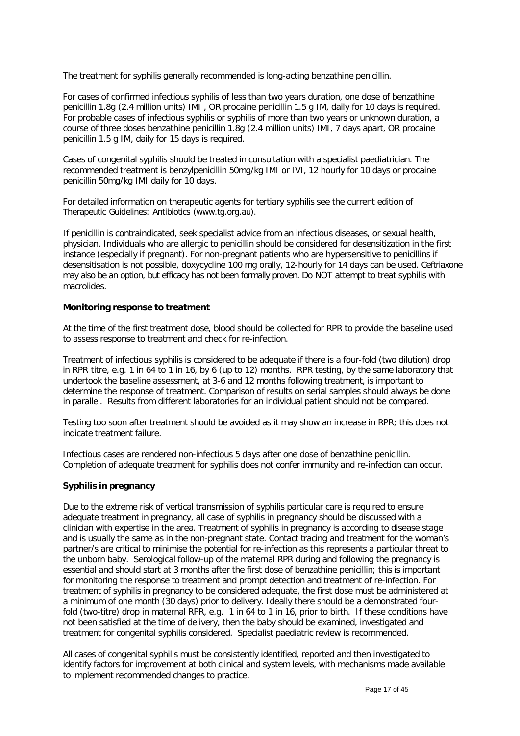The treatment for syphilis generally recommended is long-acting benzathine penicillin.

For cases of confirmed infectious syphilis of less than two years duration, one dose of benzathine penicillin 1.8g (2.4 million units) IMI , OR procaine penicillin 1.5 g IM, daily for 10 days is required. For probable cases of infectious syphilis or syphilis of more than two years or unknown duration, a course of three doses benzathine penicillin 1.8g (2.4 million units) IMI, 7 days apart, OR procaine penicillin 1.5 g IM, daily for 15 days is required.

Cases of congenital syphilis should be treated in consultation with a specialist paediatrician. The recommended treatment is benzylpenicillin 50mg/kg IMI or IVI, 12 hourly for 10 days or procaine penicillin 50mg/kg IMI daily for 10 days.

For detailed information on therapeutic agents for tertiary syphilis see the current edition of Therapeutic Guidelines: Antibiotics (www.tg.org.au).

If penicillin is contraindicated, seek specialist advice from an infectious diseases, or sexual health, physician. Individuals who are allergic to penicillin should be considered for desensitization in the first instance (especially if pregnant). For non-pregnant patients who are hypersensitive to penicillins if desensitisation is not possible, doxycycline 100 mg orally, 12-hourly for 14 days can be used. Ceftriaxone may also be an option, but efficacy has not been formally proven. Do NOT attempt to treat syphilis with macrolides.

**Monitoring response to treatment**

At the time of the first treatment dose, blood should be collected for RPR to provide the baseline used to assess response to treatment and check for re-infection.

Treatment of infectious syphilis is considered to be adequate if there is a four-fold (two dilution) drop in RPR titre, e.g. 1 in 64 to 1 in 16, by 6 (up to 12) months. RPR testing, by the same laboratory that undertook the baseline assessment, at 3-6 and 12 months following treatment, is important to determine the response of treatment. Comparison of results on serial samples should always be done in parallel. Results from different laboratories for an individual patient should not be compared.

Testing too soon after treatment should be avoided as it may show an increase in RPR; this does not indicate treatment failure.

Infectious cases are rendered non-infectious 5 days after one dose of benzathine penicillin. Completion of adequate treatment for syphilis does not confer immunity and re-infection can occur.

**Syphilis in pregnancy**

Due to the extreme risk of vertical transmission of syphilis particular care is required to ensure adequate treatment in pregnancy, all case of syphilis in pregnancy should be discussed with a clinician with expertise in the area. Treatment of syphilis in pregnancy is according to disease stage and is usually the same as in the non-pregnant state. Contact tracing and treatment for the woman's partner/s are critical to minimise the potential for re-infection as this represents a particular threat to the unborn baby. Serological follow-up of the maternal RPR during and following the pregnancy is essential and should start at 3 months after the first dose of benzathine penicillin; this is important for monitoring the response to treatment and prompt detection and treatment of re-infection. For treatment of syphilis in pregnancy to be considered adequate, the first dose must be administered at a minimum of one month (30 days) prior to delivery. Ideally there should be a demonstrated four-fold (two-titre) drop in maternal RPR, e.g. 1 in 64 to 1 in 16, prior to birth. If these conditions have not been satisfied at the time of delivery, then the baby should be examined, investigated and treatment for congenital syphilis considered. Specialist paediatric review is recommended.

All cases of congenital syphilis must be consistently identified, reported and then investigated to identify factors for improvement at both clinical and system levels, with mechanisms made available to implement recommended changes to practice.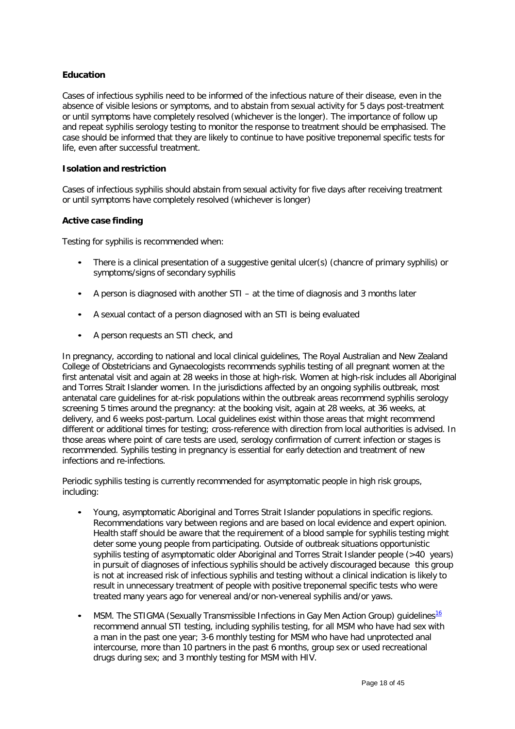**Education**

Cases of infectious syphilis need to be informed of the infectious nature of their disease, even in the absence of visible lesions or symptoms, and to abstain from sexual activity for 5 days post-treatment or until symptoms have completely resolved (whichever is the longer). The importance of follow up and repeat syphilis serology testing to monitor the response to treatment should be emphasised. The case should be informed that they are likely to continue to have positive treponemal specific tests for life, even after successful treatment.

**Isolation and restriction**

Cases of infectious syphilis should abstain from sexual activity for five days after receiving treatment or until symptoms have completely resolved (whichever is longer)

**Active case finding**

Testing for syphilis is recommended when:

- There is a clinical presentation of a suggestive genital ulcer(s) (chancre of primary syphilis) or symptoms/signs of secondary syphilis
- A person is diagnosed with another STI – at the time of diagnosis and 3 months later
- A sexual contact of a person diagnosed with an STI is being evaluated
- A person requests an STI check, and

In pregnancy, according to national and local clinical guidelines, The Royal Australian and New Zealand College of Obstetricians and Gynaecologists recommends syphilis testing of all pregnant women at the first antenatal visit and again at 28 weeks in those at high-risk. Women at high-risk includes all Aboriginal and Torres Strait Islander women. In the jurisdictions affected by an ongoing syphilis outbreak, most antenatal care guidelines for at-risk populations within the outbreak areas recommend syphilis serology screening 5 times around the pregnancy: at the booking visit, again at 28 weeks, at 36 weeks, at delivery, and 6 weeks post-partum. Local guidelines exist within those areas that might recommend different or additional times for testing; cross-reference with direction from local authorities is advised. In those areas where point of care tests are used, serology confirmation of current infection or stages is recommended. Syphilis testing in pregnancy is essential for early detection and treatment of new infections and re-infections.

Periodic syphilis testing is currently recommended for asymptomatic people in high risk groups, including:

- Young, asymptomatic Aboriginal and Torres Strait Islander populations in specific regions. Recommendations vary between regions and are based on local evidence and expert opinion. Health staff should be aware that the requirement of a blood sample for syphilis testing might deter some young people from participating. Outside of outbreak situations opportunistic syphilis testing of asymptomatic older Aboriginal and Torres Strait Islander people (>40 years) in pursuit of diagnoses of infectious syphilis should be actively discouraged because this group is not at increased risk of infectious syphilis and testing without a clinical indication is likely to result in unnecessary treatment of people with positive treponemal specific tests who were treated many years ago for venereal and/or non-venereal syphilis and/or yaws.
- MSM. The STIGMA (Sexually Transmissible Infections in Gay Men Action Group) guidelines[16] recommend annual STI testing, including syphilis testing, for all MSM who have had sex with a man in the past one year; 3-6 monthly testing for MSM who have had unprotected anal intercourse, more than 10 partners in the past 6 months, group sex or used recreational drugs during sex; and 3 monthly testing for MSM with HIV.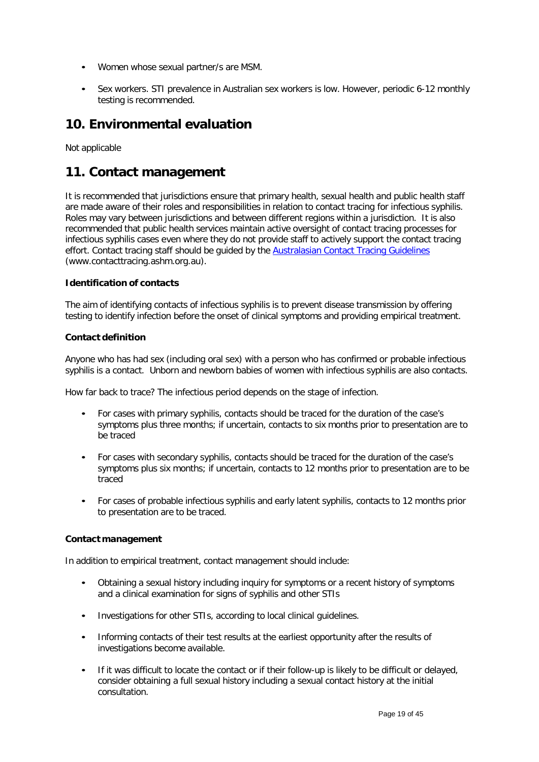- Women whose sexual partner/s are MSM.
- Sex workers. STI prevalence in Australian sex workers is low. However, periodic 6-12 monthly testing is recommended.

## 10. Environmental evaluation

Not applicable

## 11. Contact management

It is recommended that jurisdictions ensure that primary health, sexual health and public health staff are made aware of their roles and responsibilities in relation to contact tracing for infectious syphilis. Roles may vary between jurisdictions and between different regions within a jurisdiction. It is also recommended that public health services maintain active oversight of contact tracing processes for infectious syphilis cases even where they do not provide staff to actively support the contact tracing effort. Contact tracing staff should be guided by the [Australasian Contact Tracing Guidelines](http://www.contacttracing.ashm.org.au) (www.contacttracing.ashm.org.au).

**Identification of contacts**

The aim of identifying contacts of infectious syphilis is to prevent disease transmission by offering testing to identify infection before the onset of clinical symptoms and providing empirical treatment.

**Contact definition**

Anyone who has had sex (including oral sex) with a person who has confirmed or probable infectious syphilis is a contact. Unborn and newborn babies of women with infectious syphilis are also contacts.

How far back to trace? The infectious period depends on the stage of infection.

- For cases with primary syphilis, contacts should be traced for the duration of the case's symptoms plus three months; if uncertain, contacts to six months prior to presentation are to be traced
- For cases with secondary syphilis, contacts should be traced for the duration of the case's symptoms plus six months; if uncertain, contacts to 12 months prior to presentation are to be traced
- For cases of probable infectious syphilis and early latent syphilis, contacts to 12 months prior to presentation are to be traced.

**Contact management**

In addition to empirical treatment, contact management should include:

- Obtaining a sexual history including inquiry for symptoms or a recent history of symptoms and a clinical examination for signs of syphilis and other STIs
- Investigations for other STIs, according to local clinical guidelines.
- Informing contacts of their test results at the earliest opportunity after the results of investigations become available.
- If it was difficult to locate the contact or if their follow-up is likely to be difficult or delayed, consider obtaining a full sexual history including a sexual contact history at the initial consultation.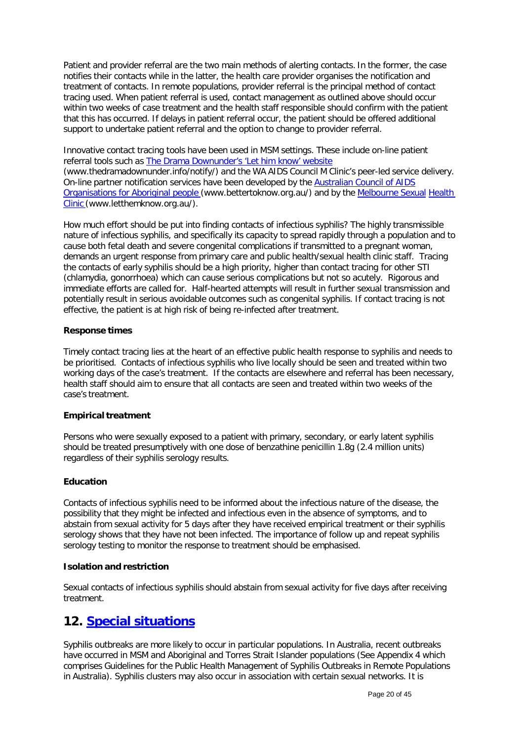Patient and provider referral are the two main methods of alerting contacts. In the former, the case notifies their contacts while in the latter, the health care provider organises the notification and treatment of contacts. In remote populations, provider referral is the principal method of contact tracing used. When patient referral is used, contact management as outlined above should occur within two weeks of case treatment and the health staff responsible should confirm with the patient that this has occurred. If delays in patient referral occur, the patient should be offered additional support to undertake patient referral and the option to change to provider referral.

Innovative contact tracing tools have been used in MSM settings. These include on-line patient referral tools such as [The Drama Downunder's 'Let him know' website](www.thedramadownunder.info/notify/) (www.thedramadownunder.info/notify/) and the WA AIDS Council M Clinic's peer-led service delivery. On-line partner notification services have been developed by the [Australian Council of AIDS Organisations for Aboriginal people](www.bettertoknow.org.au/) (www.bettertoknow.org.au/) and by the [Melbourne Sexual Health Clinic](www.letthemknow.org.au/) (www.letthemknow.org.au/).

How much effort should be put into finding contacts of infectious syphilis? The highly transmissible nature of infectious syphilis, and specifically its capacity to spread rapidly through a population and to cause both fetal death and severe congenital complications if transmitted to a pregnant woman, demands an urgent response from primary care and public health/sexual health clinic staff. Tracing the contacts of early syphilis should be a high priority, higher than contact tracing for other STI (chlamydia, gonorrhoea) which can cause serious complications but not so acutely. Rigorous and immediate efforts are called for. Half-hearted attempts will result in further sexual transmission and potentially result in serious avoidable outcomes such as congenital syphilis. If contact tracing is not effective, the patient is at high risk of being re-infected after treatment.

**Response times**

Timely contact tracing lies at the heart of an effective public health response to syphilis and needs to be prioritised. Contacts of infectious syphilis who live locally should be seen and treated within two working days of the case's treatment. If the contacts are elsewhere and referral has been necessary, health staff should aim to ensure that all contacts are seen and treated within two weeks of the case's treatment.

**Empirical treatment**

Persons who were sexually exposed to a patient with primary, secondary, or early latent syphilis should be treated presumptively with one dose of benzathine penicillin 1.8g (2.4 million units) regardless of their syphilis serology results.

**Education**

Contacts of infectious syphilis need to be informed about the infectious nature of the disease, the possibility that they might be infected and infectious even in the absence of symptoms, and to abstain from sexual activity for 5 days after they have received empirical treatment or their syphilis serology shows that they have not been infected. The importance of follow up and repeat syphilis serology testing to monitor the response to treatment should be emphasised.

**Isolation and restriction**

Sexual contacts of infectious syphilis should abstain from sexual activity for five days after receiving treatment.

## 12. Special situations

Syphilis outbreaks are more likely to occur in particular populations. In Australia, recent outbreaks have occurred in MSM and Aboriginal and Torres Strait Islander populations (See Appendix 4 which comprises Guidelines for the Public Health Management of Syphilis Outbreaks in Remote Populations in Australia). Syphilis clusters may also occur in association with certain sexual networks. It is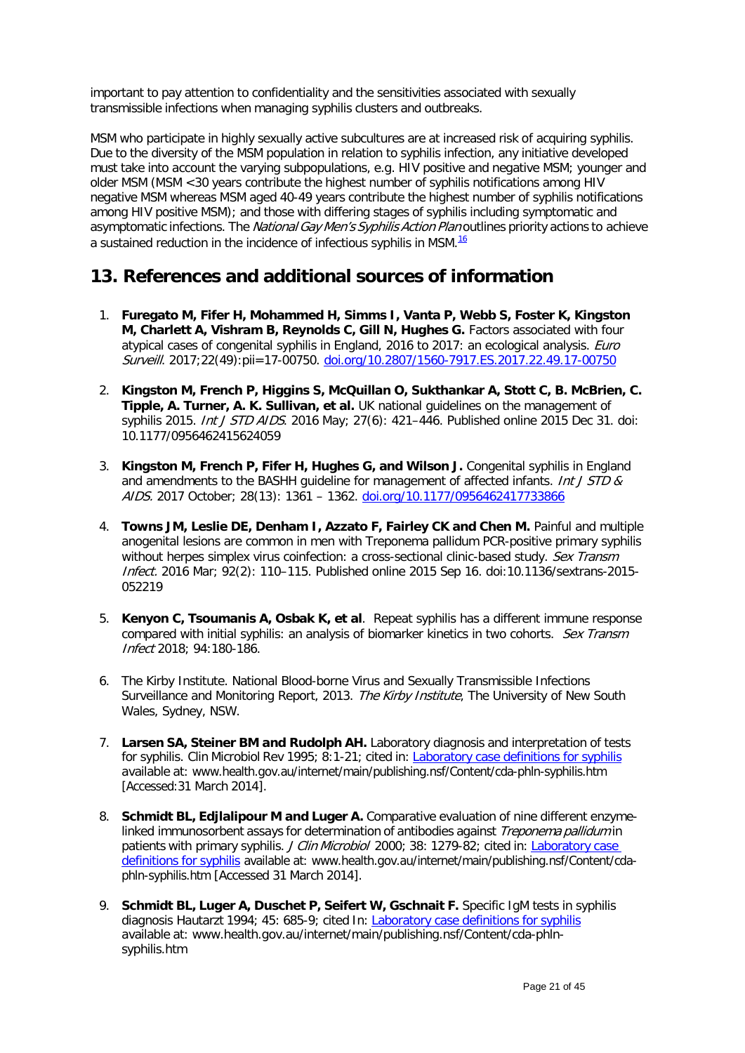important to pay attention to confidentiality and the sensitivities associated with sexually transmissible infections when managing syphilis clusters and outbreaks.

MSM who participate in highly sexually active subcultures are at increased risk of acquiring syphilis. Due to the diversity of the MSM population in relation to syphilis infection, any initiative developed must take into account the varying subpopulations, e.g. HIV positive and negative MSM; younger and older MSM (MSM <30 years contribute the highest number of syphilis notifications among HIV negative MSM whereas MSM aged 40-49 years contribute the highest number of syphilis notifications among HIV positive MSM); and those with differing stages of syphilis including symptomatic and asymptomatic infections. The *National Gay Men's Syphilis Action Plan* outlines priority actions to achieve a sustained reduction in the incidence of infectious syphilis in MSM.[16]

## 13. References and additional sources of information

1. **Furegato M, Fifer H, Mohammed H, Simms I, Vanta P, Webb S, Foster K, Kingston M, Charlett A, Vishram B, Reynolds C, Gill N, Hughes G.** Factors associated with four atypical cases of congenital syphilis in England, 2016 to 2017: an ecological analysis. *Euro Surveill*. 2017;22(49):pii=17-00750. doi.org/10.2807/1560-7917.ES.2017.22.49.17-00750

2. **Kingston M, French P, Higgins S, McQuillan O, Sukthankar A, Stott C, B. McBrien, C. Tipple, A. Turner, A. K. Sullivan, et al.** UK national guidelines on the management of syphilis 2015. *Int J STD AIDS*. 2016 May; 27(6): 421–446. Published online 2015 Dec 31. doi: 10.1177/0956462415624059

3. **Kingston M, French P, Fifer H, Hughes G, and Wilson J.** Congenital syphilis in England and amendments to the BASHH guideline for management of affected infants. *Int J STD & AIDS.* 2017 October; 28(13): 1361 – 1362. doi.org/10.1177/0956462417733866

4. **Towns JM, Leslie DE, Denham I, Azzato F, Fairley CK and Chen M.** Painful and multiple anogenital lesions are common in men with Treponema pallidum PCR-positive primary syphilis without herpes simplex virus coinfection: a cross-sectional clinic-based study. *Sex Transm Infect*. 2016 Mar; 92(2): 110–115. Published online 2015 Sep 16. doi:10.1136/sextrans-2015-052219

5. **Kenyon C, Tsoumanis A, Osbak K, et al**. Repeat syphilis has a different immune response compared with initial syphilis: an analysis of biomarker kinetics in two cohorts. *Sex Transm Infect* 2018; 94:180-186.

6. The Kirby Institute. National Blood-borne Virus and Sexually Transmissible Infections Surveillance and Monitoring Report, 2013. *The Kirby Institute*, The University of New South Wales, Sydney, NSW.

7. **Larsen SA, Steiner BM and Rudolph AH.** Laboratory diagnosis and interpretation of tests for syphilis. Clin Microbiol Rev 1995; 8:1-21; cited in: Laboratory case definitions for syphilis available at: www.health.gov.au/internet/main/publishing.nsf/Content/cda-phln-syphilis.htm [Accessed:31 March 2014].

8. **Schmidt BL, Edjlalipour M and Luger A.** Comparative evaluation of nine different enzyme-linked immunosorbent assays for determination of antibodies against *Treponema pallidum* in patients with primary syphilis. *J Clin Microbiol* 2000; 38: 1279-82; cited in: Laboratory case definitions for syphilis available at: www.health.gov.au/internet/main/publishing.nsf/Content/cda-phln-syphilis.htm [Accessed 31 March 2014].

9. **Schmidt BL, Luger A, Duschet P, Seifert W, Gschnait F.** Specific IgM tests in syphilis diagnosis Hautarzt 1994; 45: 685-9; cited In: Laboratory case definitions for syphilis available at: www.health.gov.au/internet/main/publishing.nsf/Content/cda-phln-syphilis.htm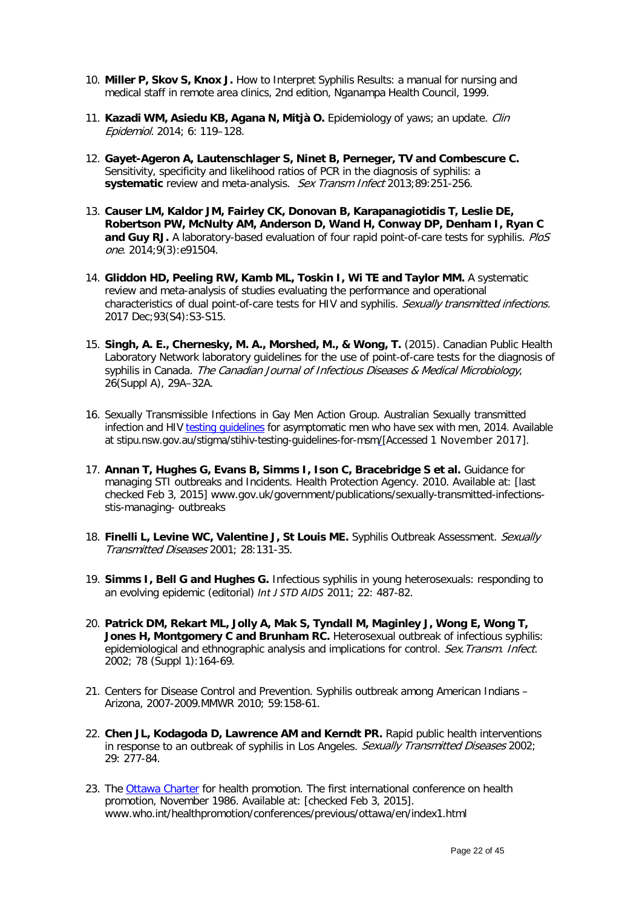10. **Miller P, Skov S, Knox J.** How to Interpret Syphilis Results: a manual for nursing and medical staff in remote area clinics, 2nd edition, Nganampa Health Council, 1999.

11. **Kazadi WM, Asiedu KB, Agana N, Mitjà O.** Epidemiology of yaws; an update. *Clin Epidemiol*. 2014; 6: 119–128.

12. **Gayet-Ageron A, Lautenschlager S, Ninet B, Perneger, TV and Combescure C.** Sensitivity, specificity and likelihood ratios of PCR in the diagnosis of syphilis: a **systematic** review and meta-analysis. *Sex Transm Infect* 2013;89:251-256.

13. **Causer LM, Kaldor JM, Fairley CK, Donovan B, Karapanagiotidis T, Leslie DE, Robertson PW, McNulty AM, Anderson D, Wand H, Conway DP, Denham I, Ryan C and Guy RJ.** A laboratory-based evaluation of four rapid point-of-care tests for syphilis. *PloS one*. 2014;9(3):e91504.

14. **Gliddon HD, Peeling RW, Kamb ML, Toskin I, Wi TE and Taylor MM.** A systematic review and meta-analysis of studies evaluating the performance and operational characteristics of dual point-of-care tests for HIV and syphilis. *Sexually transmitted infections.* 2017 Dec;93(S4):S3-S15.

15. **Singh, A. E., Chernesky, M. A., Morshed, M., & Wong, T.** (2015). Canadian Public Health Laboratory Network laboratory guidelines for the use of point-of-care tests for the diagnosis of syphilis in Canada. *The Canadian Journal of Infectious Diseases & Medical Microbiology*, 26(Suppl A), 29A–32A.

16. Sexually Transmissible Infections in Gay Men Action Group. Australian Sexually transmitted infection and HIV testing guidelines for asymptomatic men who have sex with men, 2014. Available at stipu.nsw.gov.au/stigma/stihiv-testing-guidelines-for-msm/[Accessed 1 November 2017].

17. **Annan T, Hughes G, Evans B, Simms I, Ison C, Bracebridge S et al.** Guidance for managing STI outbreaks and Incidents. Health Protection Agency. 2010. Available at: [last checked Feb 3, 2015] www.gov.uk/government/publications/sexually-transmitted-infections-stis-managing- outbreaks

18. **Finelli L, Levine WC, Valentine J, St Louis ME.** Syphilis Outbreak Assessment. *Sexually Transmitted Diseases* 2001; 28:131-35.

19. **Simms I, Bell G and Hughes G.** Infectious syphilis in young heterosexuals: responding to an evolving epidemic (editorial) *Int J STD AIDS* 2011; 22: 487-82.

20. **Patrick DM, Rekart ML, Jolly A, Mak S, Tyndall M, Maginley J, Wong E, Wong T, Jones H, Montgomery C and Brunham RC.** Heterosexual outbreak of infectious syphilis: epidemiological and ethnographic analysis and implications for control. *Sex.Transm. Infect.* 2002; 78 (Suppl 1):164-69.

21. Centers for Disease Control and Prevention. Syphilis outbreak among American Indians – Arizona, 2007-2009.MMWR 2010; 59:158-61.

22. **Chen JL, Kodagoda D, Lawrence AM and Kerndt PR.** Rapid public health interventions in response to an outbreak of syphilis in Los Angeles. *Sexually Transmitted Diseases* 2002; 29: 277-84.

23. The Ottawa Charter for health promotion. The first international conference on health promotion, November 1986. Available at: [checked Feb 3, 2015]. www.who.int/healthpromotion/conferences/previous/ottawa/en/index1.html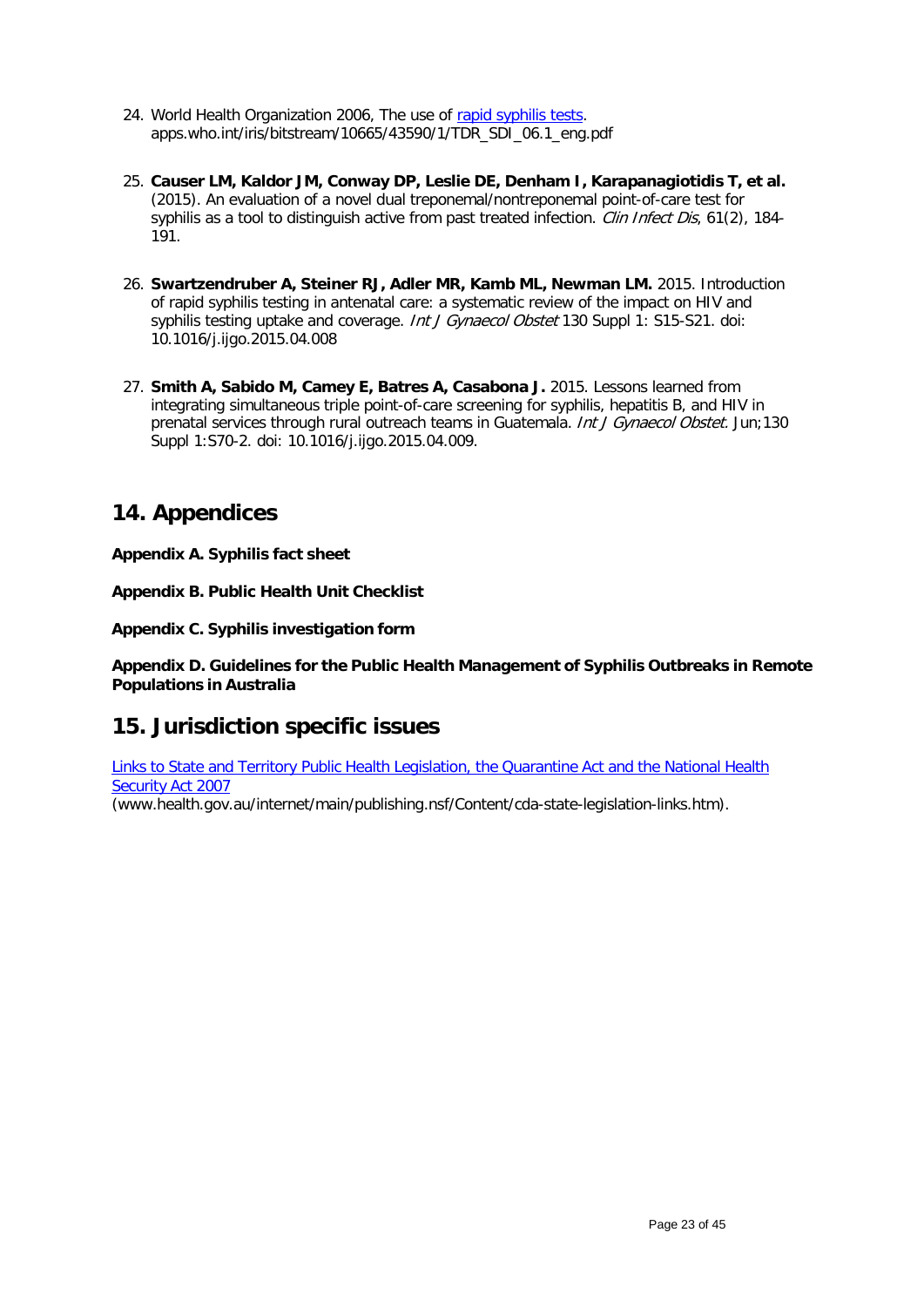24. World Health Organization 2006, The use of [rapid syphilis tests](apps.who.int/iris/bitstream/10665/43590/1/TDR_SDI_06.1_eng.pdf). apps.who.int/iris/bitstream/10665/43590/1/TDR_SDI_06.1_eng.pdf

25. **Causer LM, Kaldor JM, Conway DP, Leslie DE, Denham I, Karapanagiotidis T, et al.** (2015). An evaluation of a novel dual treponemal/nontreponemal point-of-care test for syphilis as a tool to distinguish active from past treated infection. *Clin Infect Dis*, 61(2), 184-191.

26. **Swartzendruber A, Steiner RJ, Adler MR, Kamb ML, Newman LM.** 2015. Introduction of rapid syphilis testing in antenatal care: a systematic review of the impact on HIV and syphilis testing uptake and coverage. *Int J Gynaecol Obstet* 130 Suppl 1: S15-S21. doi: 10.1016/j.ijgo.2015.04.008

27. **Smith A, Sabido M, Camey E, Batres A, Casabona J.** 2015. Lessons learned from integrating simultaneous triple point-of-care screening for syphilis, hepatitis B, and HIV in prenatal services through rural outreach teams in Guatemala. *Int J Gynaecol Obstet.* Jun;130 Suppl 1:S70-2. doi: 10.1016/j.ijgo.2015.04.009.

## 14. Appendices

**Appendix A. Syphilis fact sheet**

**Appendix B. Public Health Unit Checklist**

**Appendix C. Syphilis investigation form**

**Appendix D. Guidelines for the Public Health Management of Syphilis Outbreaks in Remote Populations in Australia**

## 15. Jurisdiction specific issues

[Links to State and Territory Public Health Legislation, the Quarantine Act and the National Health Security Act 2007](www.health.gov.au/internet/main/publishing.nsf/Content/cda-state-legislation-links.htm)
(www.health.gov.au/internet/main/publishing.nsf/Content/cda-state-legislation-links.htm).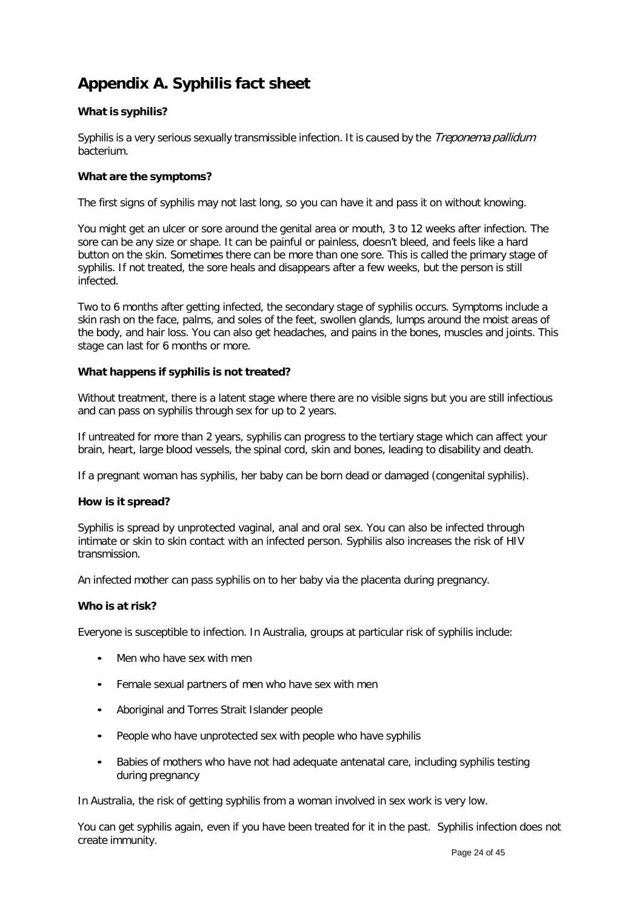# Appendix A. Syphilis fact sheet

**What is syphilis?**

Syphilis is a very serious sexually transmissible infection. It is caused by the *Treponema pallidum* bacterium.

**What are the symptoms?**

The first signs of syphilis may not last long, so you can have it and pass it on without knowing.

You might get an ulcer or sore around the genital area or mouth, 3 to 12 weeks after infection. The sore can be any size or shape. It can be painful or painless, doesn't bleed, and feels like a hard button on the skin. Sometimes there can be more than one sore. This is called the primary stage of syphilis. If not treated, the sore heals and disappears after a few weeks, but the person is still infected.

Two to 6 months after getting infected, the secondary stage of syphilis occurs. Symptoms include a skin rash on the face, palms, and soles of the feet, swollen glands, lumps around the moist areas of the body, and hair loss. You can also get headaches, and pains in the bones, muscles and joints. This stage can last for 6 months or more.

**What happens if syphilis is not treated?**

Without treatment, there is a latent stage where there are no visible signs but you are still infectious and can pass on syphilis through sex for up to 2 years.

If untreated for more than 2 years, syphilis can progress to the tertiary stage which can affect your brain, heart, large blood vessels, the spinal cord, skin and bones, leading to disability and death.

If a pregnant woman has syphilis, her baby can be born dead or damaged (congenital syphilis).

**How is it spread?**

Syphilis is spread by unprotected vaginal, anal and oral sex. You can also be infected through intimate or skin to skin contact with an infected person. Syphilis also increases the risk of HIV transmission.

An infected mother can pass syphilis on to her baby via the placenta during pregnancy.

**Who is at risk?**

Everyone is susceptible to infection. In Australia, groups at particular risk of syphilis include:

- Men who have sex with men
- Female sexual partners of men who have sex with men
- Aboriginal and Torres Strait Islander people
- People who have unprotected sex with people who have syphilis
- Babies of mothers who have not had adequate antenatal care, including syphilis testing during pregnancy

In Australia, the risk of getting syphilis from a woman involved in sex work is very low.

You can get syphilis again, even if you have been treated for it in the past. Syphilis infection does not create immunity.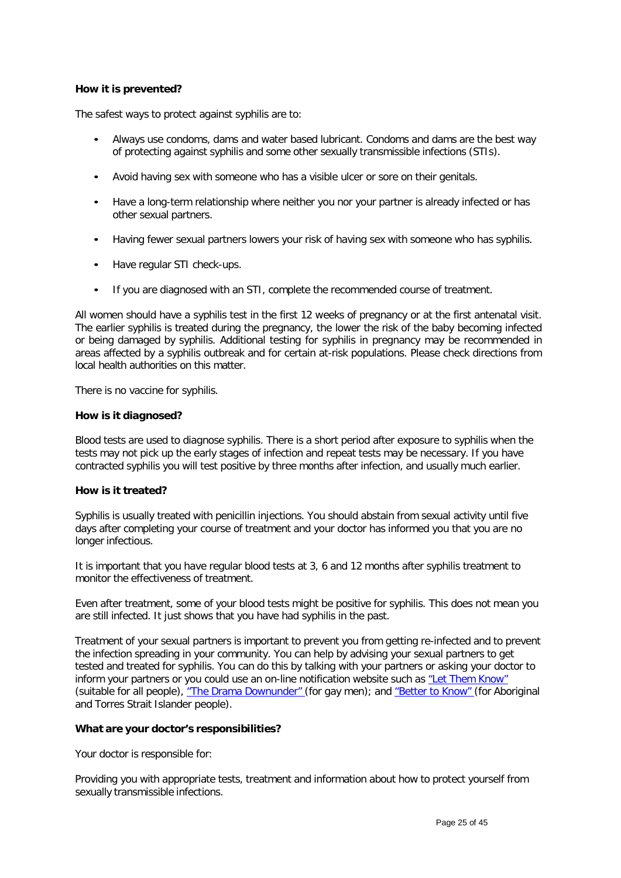### How it is prevented?

The safest ways to protect against syphilis are to:

- Always use condoms, dams and water based lubricant. Condoms and dams are the best way of protecting against syphilis and some other sexually transmissible infections (STIs).
- Avoid having sex with someone who has a visible ulcer or sore on their genitals.
- Have a long-term relationship where neither you nor your partner is already infected or has other sexual partners.
- Having fewer sexual partners lowers your risk of having sex with someone who has syphilis.
- Have regular STI check-ups.
- If you are diagnosed with an STI, complete the recommended course of treatment.

All women should have a syphilis test in the first 12 weeks of pregnancy or at the first antenatal visit. The earlier syphilis is treated during the pregnancy, the lower the risk of the baby becoming infected or being damaged by syphilis. Additional testing for syphilis in pregnancy may be recommended in areas affected by a syphilis outbreak and for certain at-risk populations. Please check directions from local health authorities on this matter.

There is no vaccine for syphilis.

### How is it diagnosed?

Blood tests are used to diagnose syphilis. There is a short period after exposure to syphilis when the tests may not pick up the early stages of infection and repeat tests may be necessary. If you have contracted syphilis you will test positive by three months after infection, and usually much earlier.

### How is it treated?

Syphilis is usually treated with penicillin injections. You should abstain from sexual activity until five days after completing your course of treatment and your doctor has informed you that you are no longer infectious.

It is important that you have regular blood tests at 3, 6 and 12 months after syphilis treatment to monitor the effectiveness of treatment.

Even after treatment, some of your blood tests might be positive for syphilis. This does not mean you are still infected. It just shows that you have had syphilis in the past.

Treatment of your sexual partners is important to prevent you from getting re-infected and to prevent the infection spreading in your community. You can help by advising your sexual partners to get tested and treated for syphilis. You can do this by talking with your partners or asking your doctor to inform your partners or you could use an on-line notification website such as "Let Them Know" (suitable for all people), "The Drama Downunder" (for gay men); and "Better to Know" (for Aboriginal and Torres Strait Islander people).

### What are your doctor's responsibilities?

Your doctor is responsible for:

Providing you with appropriate tests, treatment and information about how to protect yourself from sexually transmissible infections.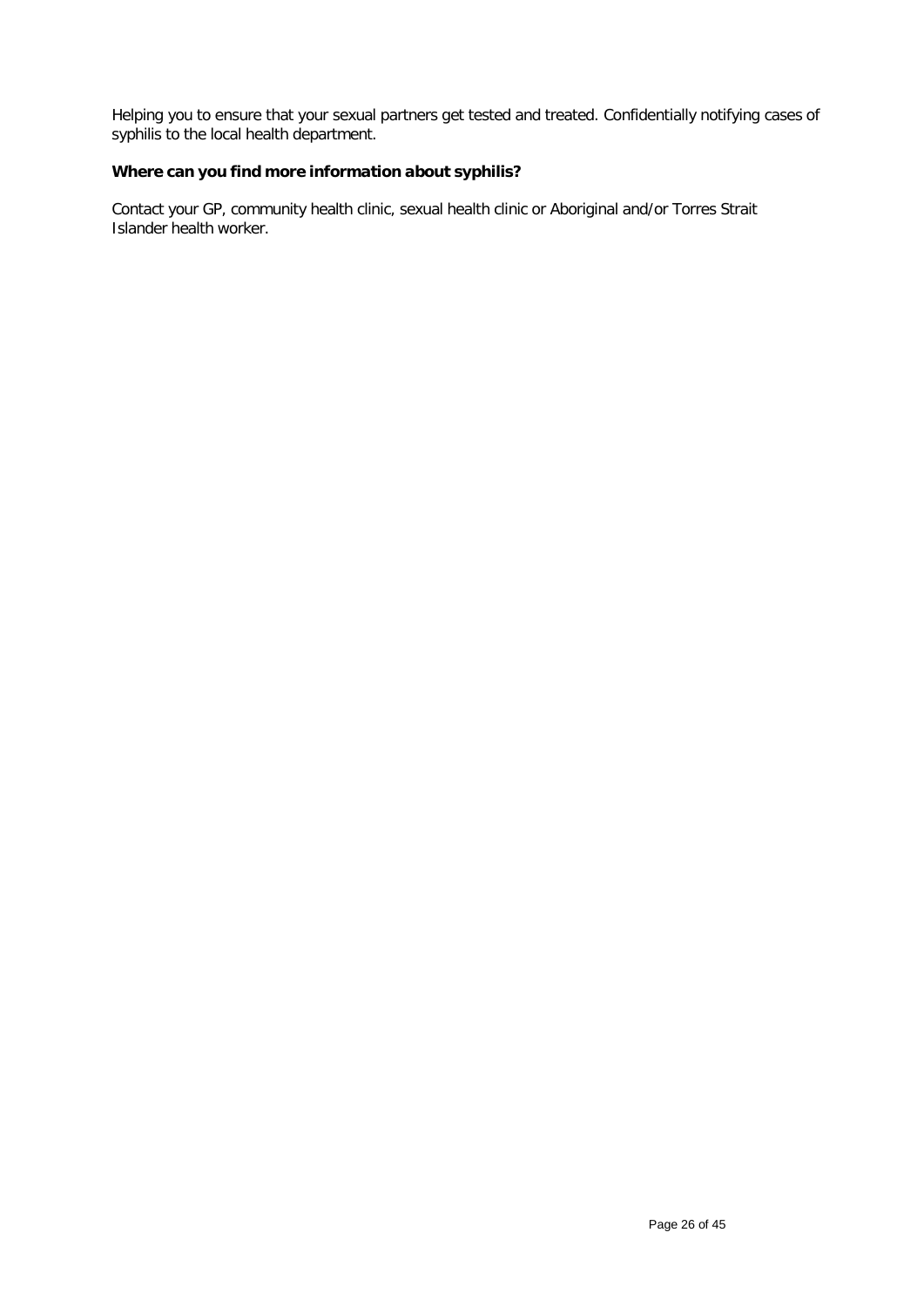Helping you to ensure that your sexual partners get tested and treated. Confidentially notifying cases of syphilis to the local health department.

**Where can you find more information about syphilis?**

Contact your GP, community health clinic, sexual health clinic or Aboriginal and/or Torres Strait Islander health worker.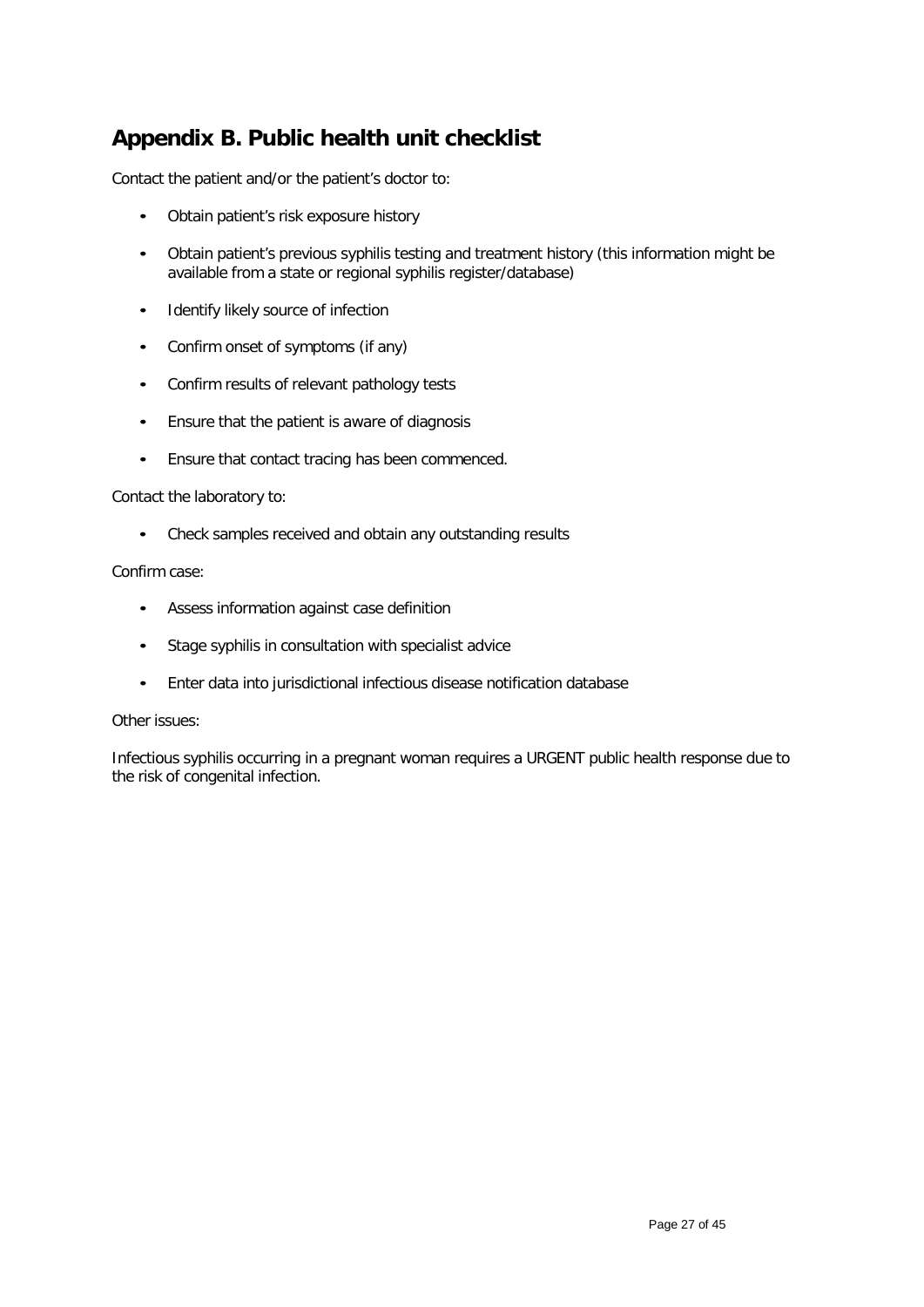## Appendix B. Public health unit checklist

Contact the patient and/or the patient's doctor to:

- Obtain patient's risk exposure history
- Obtain patient's previous syphilis testing and treatment history (this information might be available from a state or regional syphilis register/database)
- Identify likely source of infection
- Confirm onset of symptoms (if any)
- Confirm results of relevant pathology tests
- Ensure that the patient is aware of diagnosis
- Ensure that contact tracing has been commenced.

Contact the laboratory to:

- Check samples received and obtain any outstanding results

Confirm case:

- Assess information against case definition
- Stage syphilis in consultation with specialist advice
- Enter data into jurisdictional infectious disease notification database

Other issues:

Infectious syphilis occurring in a pregnant woman requires a URGENT public health response due to the risk of congenital infection.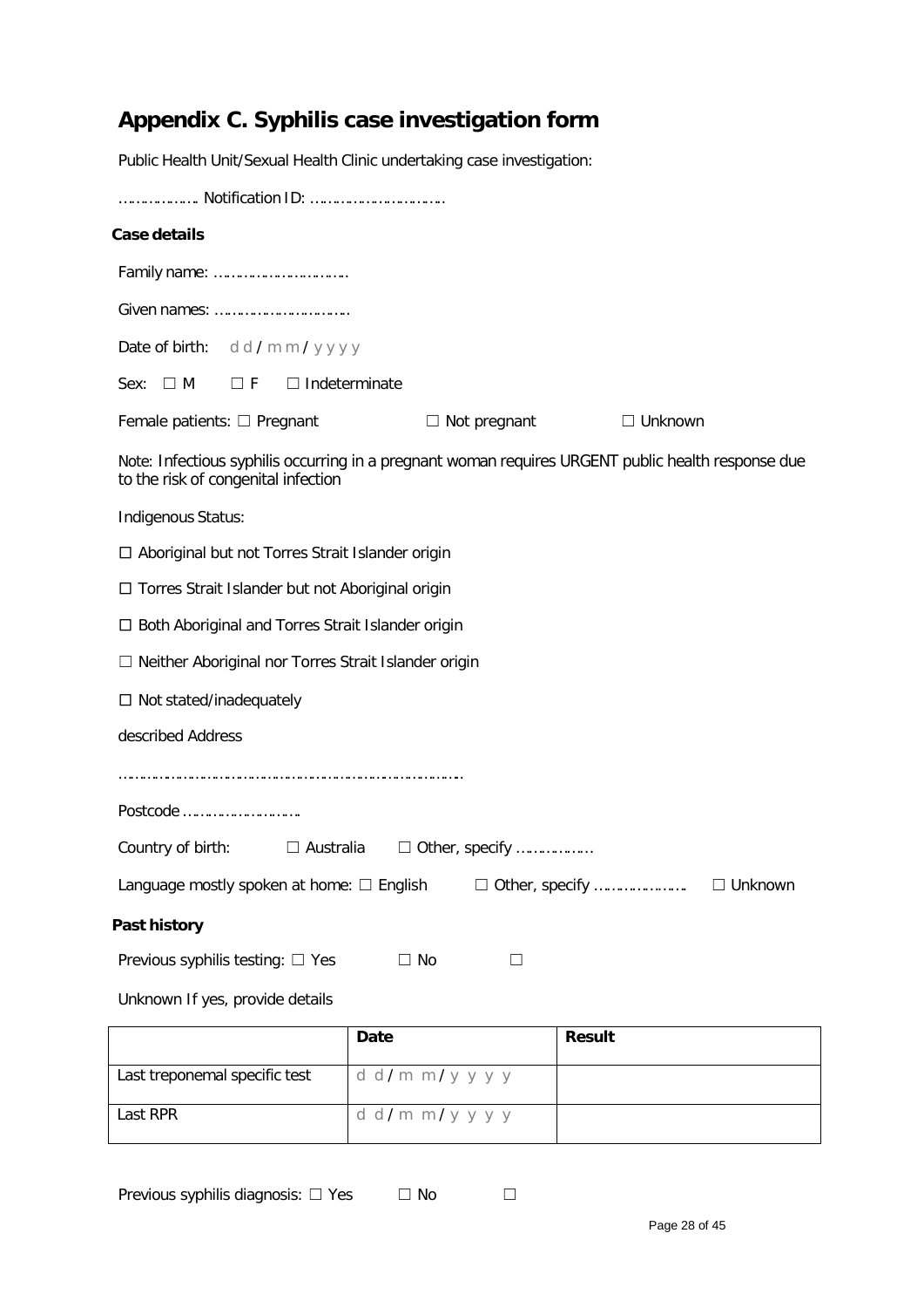# Appendix C. Syphilis case investigation form

Public Health Unit/Sexual Health Clinic undertaking case investigation:

……………… Notification ID: …………………………

**Case details**

Family name: …………………………

Given names: …………………………

Date of birth: dd/mm/yyyy

Sex: ☐ M ☐ F ☐ Indeterminate

Female patients: ☐ Pregnant ☐ Not pregnant ☐ Unknown

Note: Infectious syphilis occurring in a pregnant woman requires URGENT public health response due to the risk of congenital infection

Indigenous Status:

☐ Aboriginal but not Torres Strait Islander origin

☐ Torres Strait Islander but not Aboriginal origin

☐ Both Aboriginal and Torres Strait Islander origin

☐ Neither Aboriginal nor Torres Strait Islander origin

☐ Not stated/inadequately

described Address

…………………………………………………………………

Postcode ……………………….

Country of birth: ☐ Australia ☐ Other, specify ………………

Language mostly spoken at home: ☐ English ☐ Other, specify …………………. ☐ Unknown

**Past history**

Previous syphilis testing: ☐ Yes ☐ No ☐

Unknown If yes, provide details

| | Date | Result |
|---|---|---|
| Last treponemal specific test | dd/mm/yyyy | |
| Last RPR | dd/mm/yyyy | |

Previous syphilis diagnosis: ☐ Yes ☐ No ☐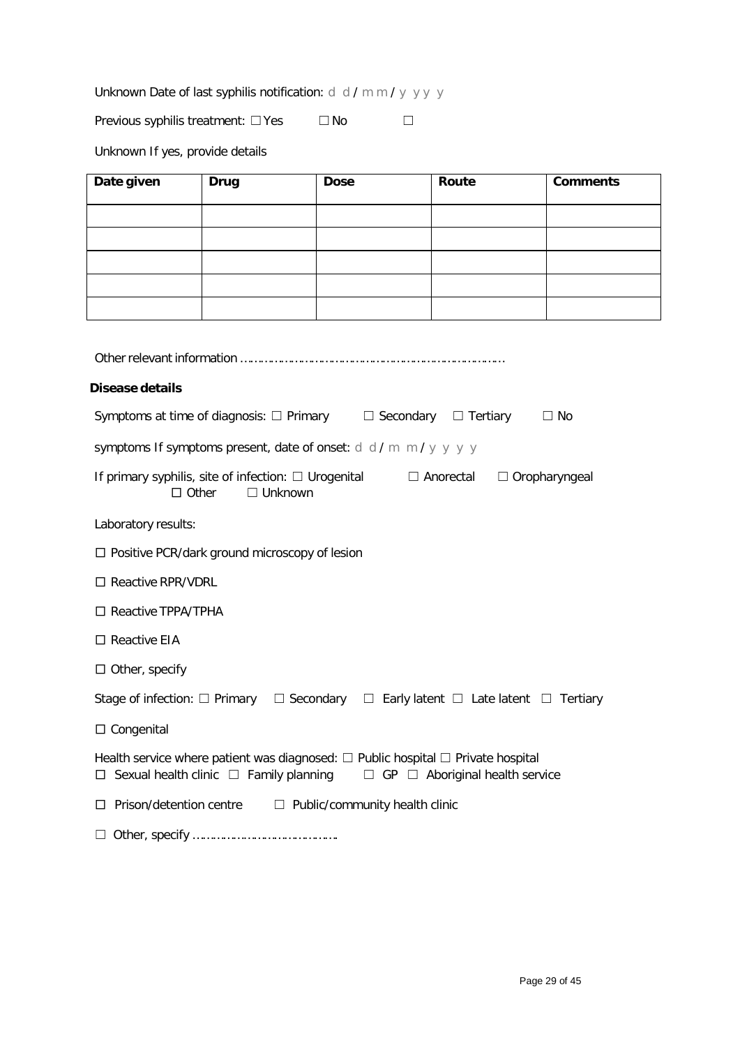Unknown Date of last syphilis notification: d d / m m / y y y y

Previous syphilis treatment: ☐ Yes ☐ No ☐

Unknown If yes, provide details

| Date given | Drug | Dose | Route | Comments |
|---|---|---|---|---|
| | | | | |
| | | | | |
| | | | | |
| | | | | |
| | | | | |

Other relevant information …………………………………………………………………………

**Disease details**

Symptoms at time of diagnosis: ☐ Primary ☐ Secondary ☐ Tertiary ☐ No

symptoms If symptoms present, date of onset: d d / m m / y y y y

If primary syphilis, site of infection: ☐ Urogenital ☐ Anorectal ☐ Oropharyngeal ☐ Other ☐ Unknown

Laboratory results:

☐ Positive PCR/dark ground microscopy of lesion

☐ Reactive RPR/VDRL

☐ Reactive TPPA/TPHA

☐ Reactive EIA

☐ Other, specify

Stage of infection: ☐ Primary ☐ Secondary ☐ Early latent ☐ Late latent ☐ Tertiary

☐ Congenital

Health service where patient was diagnosed: ☐ Public hospital ☐ Private hospital ☐ Sexual health clinic ☐ Family planning ☐ GP ☐ Aboriginal health service

☐ Prison/detention centre ☐ Public/community health clinic

☐ Other, specify ……………………………………….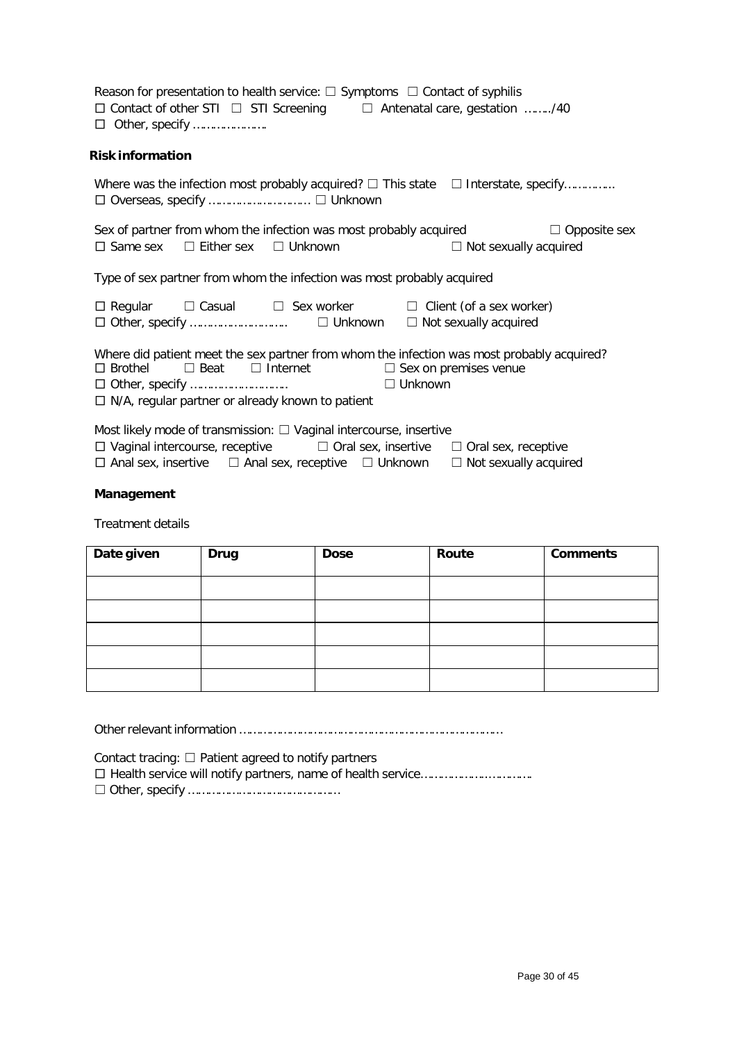Reason for presentation to health service: ☐ Symptoms ☐ Contact of syphilis
☐ Contact of other STI ☐ STI Screening ☐ Antenatal care, gestation ……./40
☐ Other, specify ………………….

**Risk information**

Where was the infection most probably acquired? ☐ This state ☐ Interstate, specify……………
☐ Overseas, specify ………………………… ☐ Unknown

Sex of partner from whom the infection was most probably acquired ☐ Opposite sex
☐ Same sex ☐ Either sex ☐ Unknown ☐ Not sexually acquired

Type of sex partner from whom the infection was most probably acquired

☐ Regular ☐ Casual ☐ Sex worker ☐ Client (of a sex worker)
☐ Other, specify ……………………….. ☐ Unknown ☐ Not sexually acquired

Where did patient meet the sex partner from whom the infection was most probably acquired?
☐ Brothel ☐ Beat ☐ Internet ☐ Sex on premises venue
☐ Other, specify ……………………… ☐ Unknown
☐ N/A, regular partner or already known to patient

Most likely mode of transmission: ☐ Vaginal intercourse, insertive
☐ Vaginal intercourse, receptive ☐ Oral sex, insertive ☐ Oral sex, receptive
☐ Anal sex, insertive ☐ Anal sex, receptive ☐ Unknown ☐ Not sexually acquired

**Management**

Treatment details

| Date given | Drug | Dose | Route | Comments |
|---|---|---|---|---|
| | | | | |
| | | | | |
| | | | | |
| | | | | |
| | | | | |

Other relevant information ……………………………………………………………………

Contact tracing: ☐ Patient agreed to notify partners
☐ Health service will notify partners, name of health service…………………………….
☐ Other, specify ……………………………………….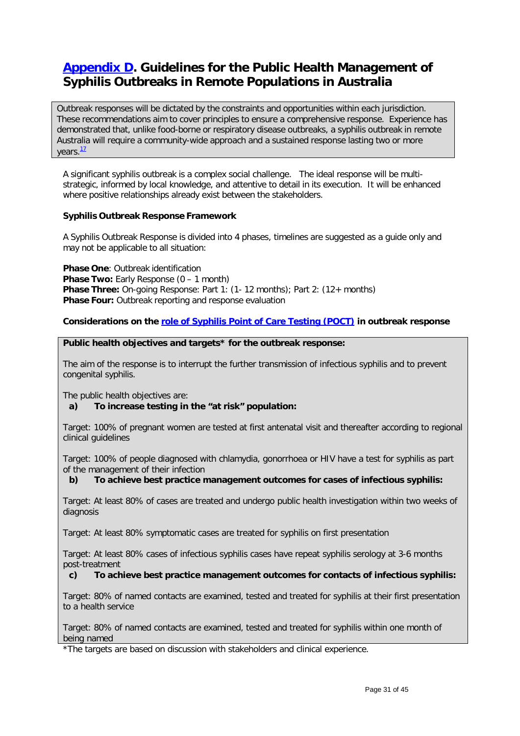## Appendix D. Guidelines for the Public Health Management of Syphilis Outbreaks in Remote Populations in Australia

Outbreak responses will be dictated by the constraints and opportunities within each jurisdiction. These recommendations aim to cover principles to ensure a comprehensive response. Experience has demonstrated that, unlike food-borne or respiratory disease outbreaks, a syphilis outbreak in remote Australia will require a community-wide approach and a sustained response lasting two or more years.[17]

A significant syphilis outbreak is a complex social challenge. The ideal response will be multi-strategic, informed by local knowledge, and attentive to detail in its execution. It will be enhanced where positive relationships already exist between the stakeholders.

**Syphilis Outbreak Response Framework**

A Syphilis Outbreak Response is divided into 4 phases, timelines are suggested as a guide only and may not be applicable to all situation:

**Phase One**: Outbreak identification
**Phase Two:** Early Response (0 – 1 month)
**Phase Three:** On-going Response: Part 1: (1- 12 months); Part 2: (12+ months)
**Phase Four:** Outbreak reporting and response evaluation

**Considerations on the role of Syphilis Point of Care Testing (POCT) in outbreak response**

**Public health objectives and targets* for the outbreak response:**

The aim of the response is to interrupt the further transmission of infectious syphilis and to prevent congenital syphilis.

The public health objectives are:

**a) To increase testing in the "at risk" population:**

Target: 100% of pregnant women are tested at first antenatal visit and thereafter according to regional clinical guidelines

Target: 100% of people diagnosed with chlamydia, gonorrhoea or HIV have a test for syphilis as part of the management of their infection

**b) To achieve best practice management outcomes for cases of infectious syphilis:**

Target: At least 80% of cases are treated and undergo public health investigation within two weeks of diagnosis

Target: At least 80% symptomatic cases are treated for syphilis on first presentation

Target: At least 80% cases of infectious syphilis cases have repeat syphilis serology at 3-6 months post-treatment

**c) To achieve best practice management outcomes for contacts of infectious syphilis:**

Target: 80% of named contacts are examined, tested and treated for syphilis at their first presentation to a health service

Target: 80% of named contacts are examined, tested and treated for syphilis within one month of being named

*The targets are based on discussion with stakeholders and clinical experience.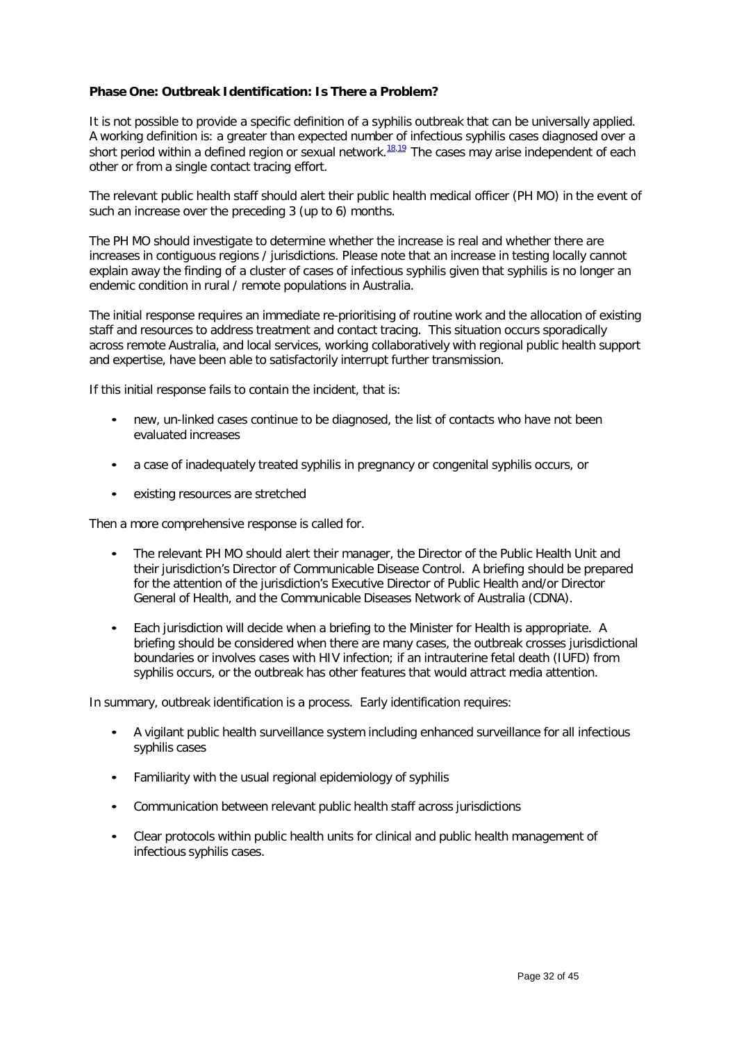### Phase One: Outbreak Identification: Is There a Problem?

It is not possible to provide a specific definition of a syphilis outbreak that can be universally applied. A working definition is: a greater than expected number of infectious syphilis cases diagnosed over a short period within a defined region or sexual network.[18,19] The cases may arise independent of each other or from a single contact tracing effort.

The relevant public health staff should alert their public health medical officer (PH MO) in the event of such an increase over the preceding 3 (up to 6) months.

The PH MO should investigate to determine whether the increase is real and whether there are increases in contiguous regions / jurisdictions. Please note that an increase in testing locally cannot explain away the finding of a cluster of cases of infectious syphilis given that syphilis is no longer an endemic condition in rural / remote populations in Australia.

The initial response requires an immediate re-prioritising of routine work and the allocation of existing staff and resources to address treatment and contact tracing. This situation occurs sporadically across remote Australia, and local services, working collaboratively with regional public health support and expertise, have been able to satisfactorily interrupt further transmission.

If this initial response fails to contain the incident, that is:

- new, un-linked cases continue to be diagnosed, the list of contacts who have not been evaluated increases
- a case of inadequately treated syphilis in pregnancy or congenital syphilis occurs, or
- existing resources are stretched

Then a more comprehensive response is called for.

- The relevant PH MO should alert their manager, the Director of the Public Health Unit and their jurisdiction's Director of Communicable Disease Control. A briefing should be prepared for the attention of the jurisdiction's Executive Director of Public Health and/or Director General of Health, and the Communicable Diseases Network of Australia (CDNA).
- Each jurisdiction will decide when a briefing to the Minister for Health is appropriate. A briefing should be considered when there are many cases, the outbreak crosses jurisdictional boundaries or involves cases with HIV infection; if an intrauterine fetal death (IUFD) from syphilis occurs, or the outbreak has other features that would attract media attention.

In summary, outbreak identification is a process. Early identification requires:

- A vigilant public health surveillance system including enhanced surveillance for all infectious syphilis cases
- Familiarity with the usual regional epidemiology of syphilis
- Communication between relevant public health staff across jurisdictions
- Clear protocols within public health units for clinical and public health management of infectious syphilis cases.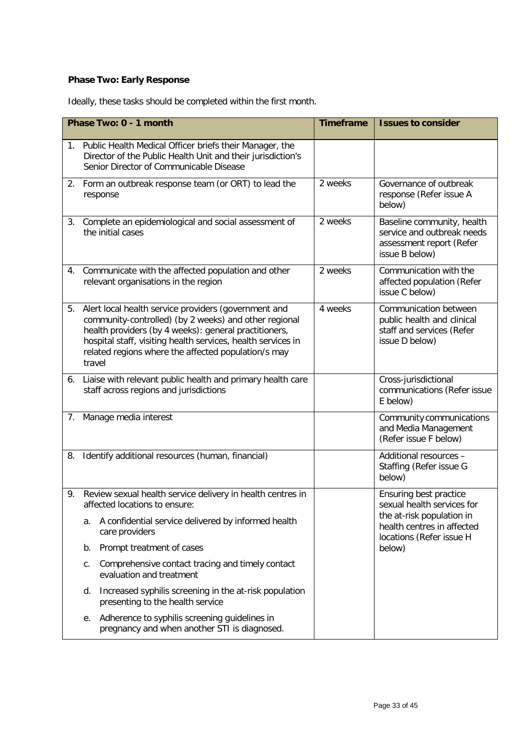**Phase Two: Early Response**

Ideally, these tasks should be completed within the first month.

| Phase Two: 0 - 1 month | Timeframe | Issues to consider |
|---|---|---|
| 1. Public Health Medical Officer briefs their Manager, the Director of the Public Health Unit and their jurisdiction's Senior Director of Communicable Disease | | |
| 2. Form an outbreak response team (or ORT) to lead the response | 2 weeks | Governance of outbreak response (Refer issue A below) |
| 3. Complete an epidemiological and social assessment of the initial cases | 2 weeks | Baseline community, health service and outbreak needs assessment report (Refer issue B below) |
| 4. Communicate with the affected population and other relevant organisations in the region | 2 weeks | Communication with the affected population (Refer issue C below) |
| 5. Alert local health service providers (government and community-controlled) (by 2 weeks) and other regional health providers (by 4 weeks): general practitioners, hospital staff, visiting health services, health services in related regions where the affected population/s may travel | 4 weeks | Communication between public health and clinical staff and services (Refer issue D below) |
| 6. Liaise with relevant public health and primary health care staff across regions and jurisdictions | | Cross-jurisdictional communications (Refer issue E below) |
| 7. Manage media interest | | Community communications and Media Management (Refer issue F below) |
| 8. Identify additional resources (human, financial) | | Additional resources – Staffing (Refer issue G below) |
| 9. Review sexual health service delivery in health centres in affected locations to ensure:<br>a. A confidential service delivered by informed health care providers<br>b. Prompt treatment of cases<br>c. Comprehensive contact tracing and timely contact evaluation and treatment<br>d. Increased syphilis screening in the at-risk population presenting to the health service<br>e. Adherence to syphilis screening guidelines in pregnancy and when another STI is diagnosed. | | Ensuring best practice sexual health services for the at-risk population in health centres in affected locations (Refer issue H below) |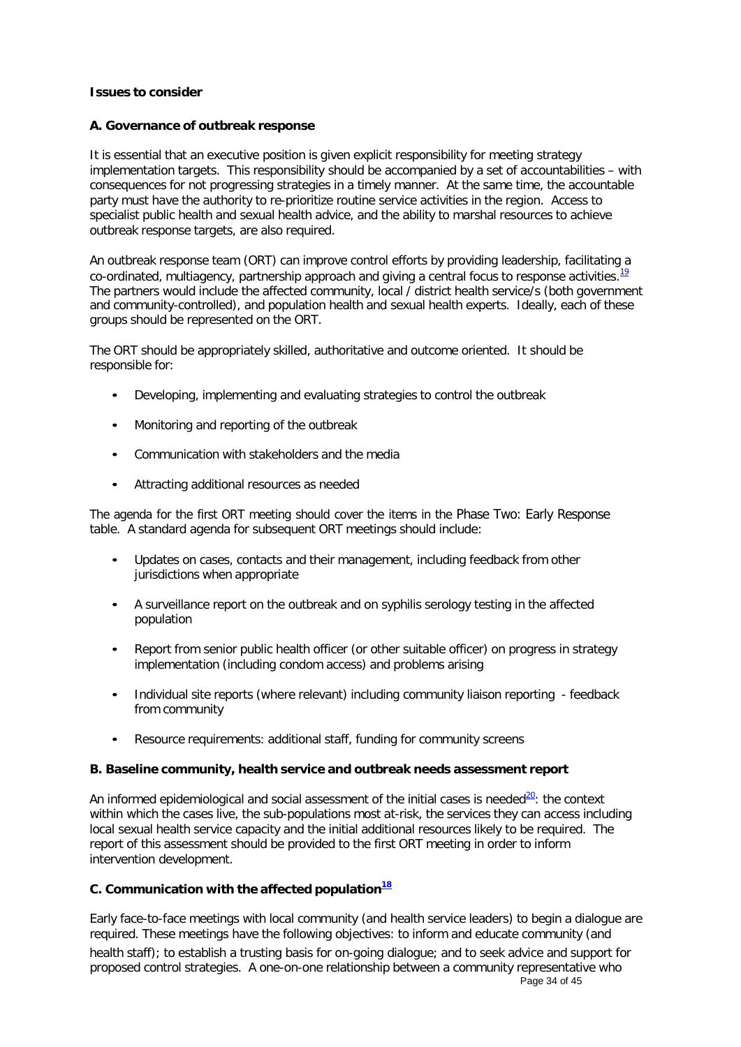**Issues to consider**

**A. Governance of outbreak response**

It is essential that an executive position is given explicit responsibility for meeting strategy implementation targets. This responsibility should be accompanied by a set of accountabilities – with consequences for not progressing strategies in a timely manner. At the same time, the accountable party must have the authority to re-prioritize routine service activities in the region. Access to specialist public health and sexual health advice, and the ability to marshal resources to achieve outbreak response targets, are also required.

An outbreak response team (ORT) can improve control efforts by providing leadership, facilitating a co-ordinated, multiagency, partnership approach and giving a central focus to response activities.[19] The partners would include the affected community, local / district health service/s (both government and community-controlled), and population health and sexual health experts. Ideally, each of these groups should be represented on the ORT.

The ORT should be appropriately skilled, authoritative and outcome oriented. It should be responsible for:

- Developing, implementing and evaluating strategies to control the outbreak
- Monitoring and reporting of the outbreak
- Communication with stakeholders and the media
- Attracting additional resources as needed

The agenda for the first ORT meeting should cover the items in the Phase Two: Early Response table. A standard agenda for subsequent ORT meetings should include:

- Updates on cases, contacts and their management, including feedback from other jurisdictions when appropriate
- A surveillance report on the outbreak and on syphilis serology testing in the affected population
- Report from senior public health officer (or other suitable officer) on progress in strategy implementation (including condom access) and problems arising
- Individual site reports (where relevant) including community liaison reporting - feedback from community
- Resource requirements: additional staff, funding for community screens

**B. Baseline community, health service and outbreak needs assessment report**

An informed epidemiological and social assessment of the initial cases is needed[20]: the context within which the cases live, the sub-populations most at-risk, the services they can access including local sexual health service capacity and the initial additional resources likely to be required. The report of this assessment should be provided to the first ORT meeting in order to inform intervention development.

**C. Communication with the affected population[18]**

Early face-to-face meetings with local community (and health service leaders) to begin a dialogue are required. These meetings have the following objectives: to inform and educate community (and health staff); to establish a trusting basis for on-going dialogue; and to seek advice and support for proposed control strategies. A one-on-one relationship between a community representative who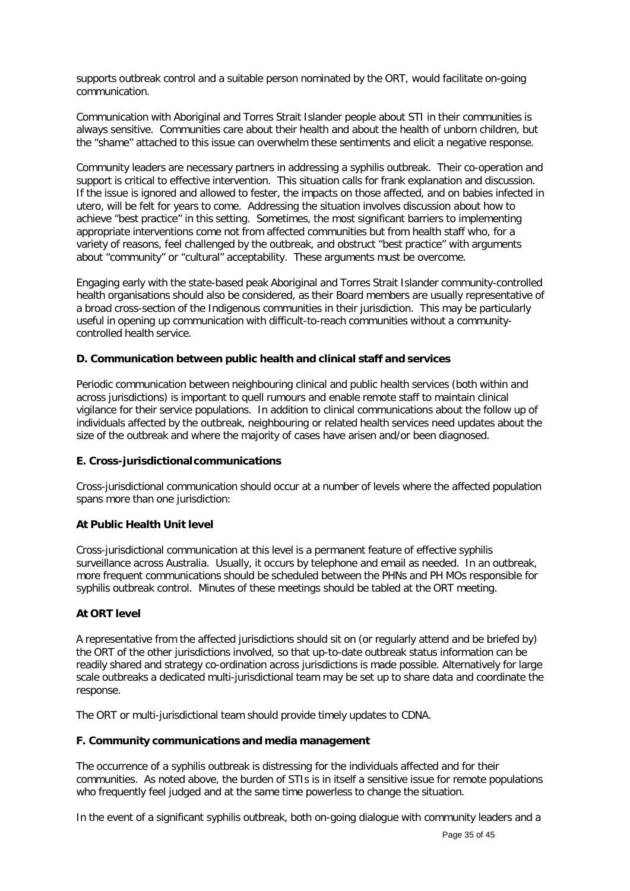supports outbreak control and a suitable person nominated by the ORT, would facilitate on-going communication.

Communication with Aboriginal and Torres Strait Islander people about STI in their communities is always sensitive. Communities care about their health and about the health of unborn children, but the "shame" attached to this issue can overwhelm these sentiments and elicit a negative response.

Community leaders are necessary partners in addressing a syphilis outbreak. Their co-operation and support is critical to effective intervention. This situation calls for frank explanation and discussion. If the issue is ignored and allowed to fester, the impacts on those affected, and on babies infected in utero, will be felt for years to come. Addressing the situation involves discussion about how to achieve "best practice" in this setting. Sometimes, the most significant barriers to implementing appropriate interventions come not from affected communities but from health staff who, for a variety of reasons, feel challenged by the outbreak, and obstruct "best practice" with arguments about "community" or "cultural" acceptability. These arguments must be overcome.

Engaging early with the state-based peak Aboriginal and Torres Strait Islander community-controlled health organisations should also be considered, as their Board members are usually representative of a broad cross-section of the Indigenous communities in their jurisdiction. This may be particularly useful in opening up communication with difficult-to-reach communities without a community-controlled health service.

### D. Communication between public health and clinical staff and services

Periodic communication between neighbouring clinical and public health services (both within and across jurisdictions) is important to quell rumours and enable remote staff to maintain clinical vigilance for their service populations. In addition to clinical communications about the follow up of individuals affected by the outbreak, neighbouring or related health services need updates about the size of the outbreak and where the majority of cases have arisen and/or been diagnosed.

### E. Cross-jurisdictional communications

Cross-jurisdictional communication should occur at a number of levels where the affected population spans more than one jurisdiction:

#### At Public Health Unit level

Cross-jurisdictional communication at this level is a permanent feature of effective syphilis surveillance across Australia. Usually, it occurs by telephone and email as needed. In an outbreak, more frequent communications should be scheduled between the PHNs and PH MOs responsible for syphilis outbreak control. Minutes of these meetings should be tabled at the ORT meeting.

#### At ORT level

A representative from the affected jurisdictions should sit on (or regularly attend and be briefed by) the ORT of the other jurisdictions involved, so that up-to-date outbreak status information can be readily shared and strategy co-ordination across jurisdictions is made possible. Alternatively for large scale outbreaks a dedicated multi-jurisdictional team may be set up to share data and coordinate the response.

The ORT or multi-jurisdictional team should provide timely updates to CDNA.

### F. Community communications and media management

The occurrence of a syphilis outbreak is distressing for the individuals affected and for their communities. As noted above, the burden of STIs is in itself a sensitive issue for remote populations who frequently feel judged and at the same time powerless to change the situation.

In the event of a significant syphilis outbreak, both on-going dialogue with community leaders and a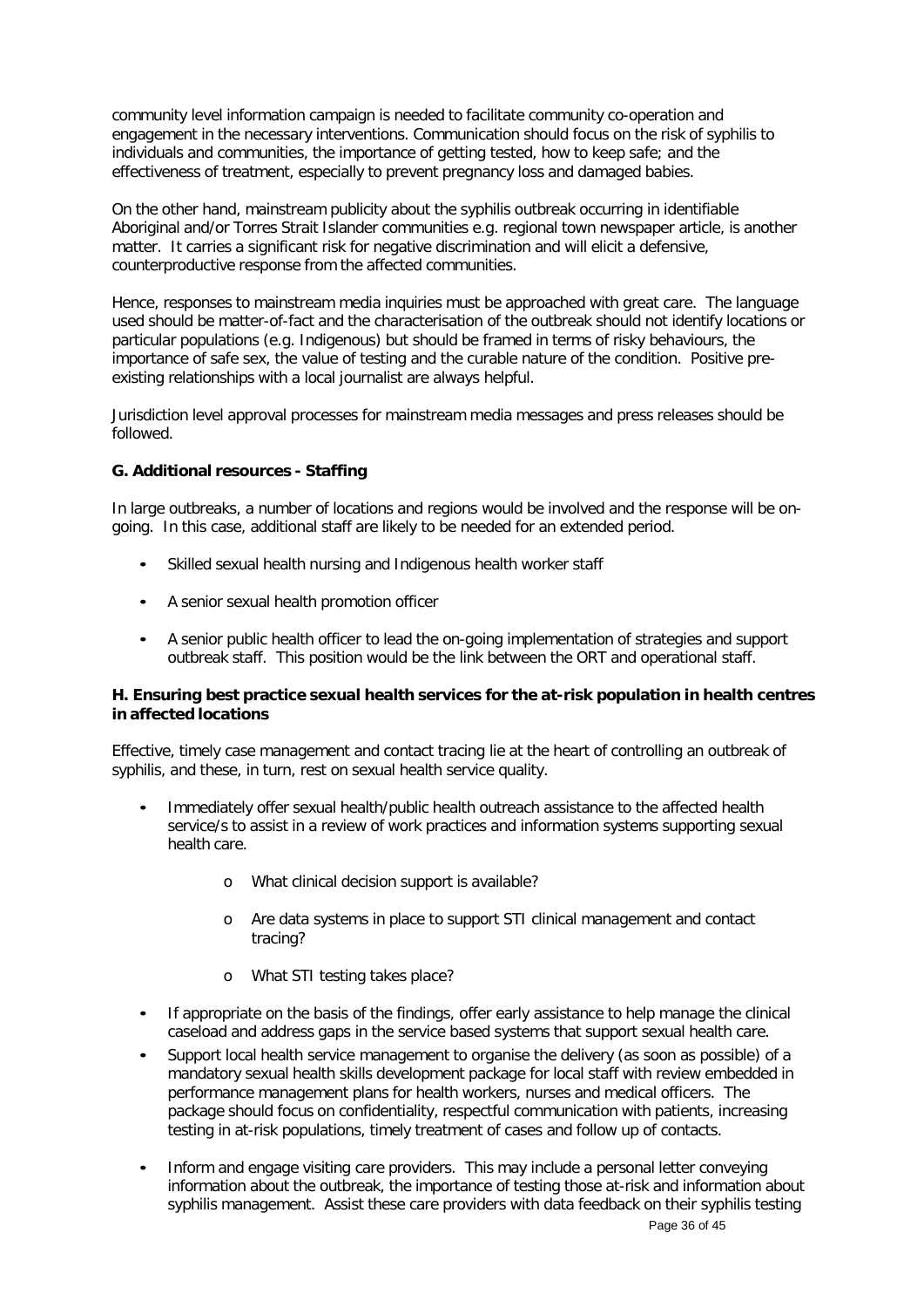community level information campaign is needed to facilitate community co-operation and engagement in the necessary interventions. Communication should focus on the risk of syphilis to individuals and communities, the importance of getting tested, how to keep safe; and the effectiveness of treatment, especially to prevent pregnancy loss and damaged babies.

On the other hand, mainstream publicity about the syphilis outbreak occurring in identifiable Aboriginal and/or Torres Strait Islander communities e.g. regional town newspaper article, is another matter. It carries a significant risk for negative discrimination and will elicit a defensive, counterproductive response from the affected communities.

Hence, responses to mainstream media inquiries must be approached with great care. The language used should be matter-of-fact and the characterisation of the outbreak should not identify locations or particular populations (e.g. Indigenous) but should be framed in terms of risky behaviours, the importance of safe sex, the value of testing and the curable nature of the condition. Positive pre-existing relationships with a local journalist are always helpful.

Jurisdiction level approval processes for mainstream media messages and press releases should be followed.

**G. Additional resources - Staffing**

In large outbreaks, a number of locations and regions would be involved and the response will be on-going. In this case, additional staff are likely to be needed for an extended period.

- Skilled sexual health nursing and Indigenous health worker staff
- A senior sexual health promotion officer
- A senior public health officer to lead the on-going implementation of strategies and support outbreak staff. This position would be the link between the ORT and operational staff.

**H. Ensuring best practice sexual health services for the at-risk population in health centres in affected locations**

Effective, timely case management and contact tracing lie at the heart of controlling an outbreak of syphilis, and these, in turn, rest on sexual health service quality.

- Immediately offer sexual health/public health outreach assistance to the affected health service/s to assist in a review of work practices and information systems supporting sexual health care.
    - What clinical decision support is available?
    - Are data systems in place to support STI clinical management and contact tracing?
    - What STI testing takes place?
- If appropriate on the basis of the findings, offer early assistance to help manage the clinical caseload and address gaps in the service based systems that support sexual health care.
- Support local health service management to organise the delivery (as soon as possible) of a mandatory sexual health skills development package for local staff with review embedded in performance management plans for health workers, nurses and medical officers. The package should focus on confidentiality, respectful communication with patients, increasing testing in at-risk populations, timely treatment of cases and follow up of contacts.
- Inform and engage visiting care providers. This may include a personal letter conveying information about the outbreak, the importance of testing those at-risk and information about syphilis management. Assist these care providers with data feedback on their syphilis testing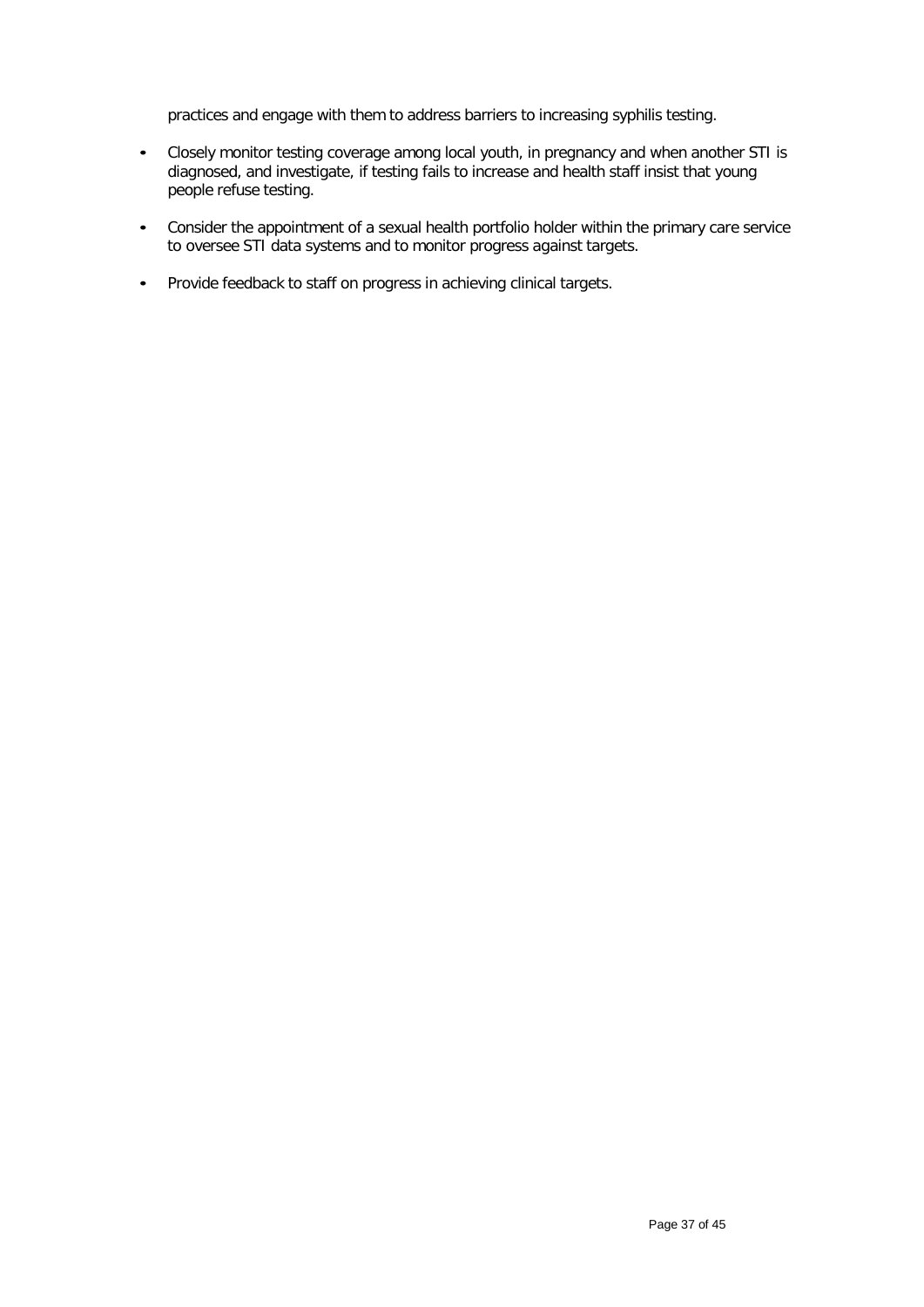practices and engage with them to address barriers to increasing syphilis testing.

- Closely monitor testing coverage among local youth, in pregnancy and when another STI is diagnosed, and investigate, if testing fails to increase and health staff insist that young people refuse testing.
- Consider the appointment of a sexual health portfolio holder within the primary care service to oversee STI data systems and to monitor progress against targets.
- Provide feedback to staff on progress in achieving clinical targets.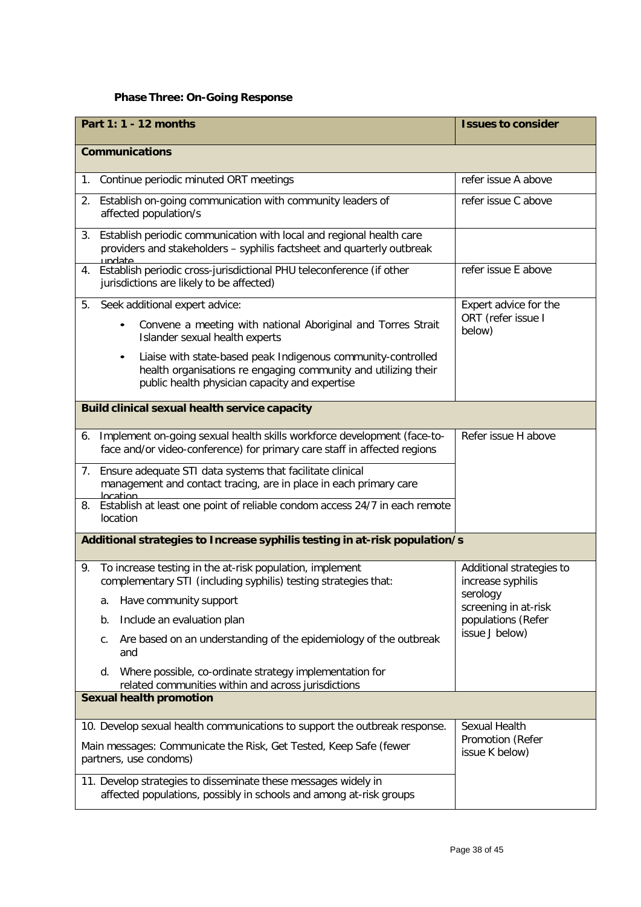### Phase Three: On-Going Response

| Part 1: 1 - 12 months | Issues to consider |
|---|---|
| **Communications** | |
| 1. Continue periodic minuted ORT meetings | refer issue A above |
| 2. Establish on-going communication with community leaders of affected population/s | refer issue C above |
| 3. Establish periodic communication with local and regional health care providers and stakeholders – syphilis factsheet and quarterly outbreak update | |
| 4. Establish periodic cross-jurisdictional PHU teleconference (if other jurisdictions are likely to be affected) | refer issue E above |
| 5. Seek additional expert advice:<br>• Convene a meeting with national Aboriginal and Torres Strait Islander sexual health experts<br>• Liaise with state-based peak Indigenous community-controlled health organisations re engaging community and utilizing their public health physician capacity and expertise | Expert advice for the ORT (refer issue I below) |
| **Build clinical sexual health service capacity** | |
| 6. Implement on-going sexual health skills workforce development (face-to-face and/or video-conference) for primary care staff in affected regions | Refer issue H above |
| 7. Ensure adequate STI data systems that facilitate clinical management and contact tracing, are in place in each primary care location | |
| 8. Establish at least one point of reliable condom access 24/7 in each remote location | |
| **Additional strategies to Increase syphilis testing in at-risk population/s** | |
| 9. To increase testing in the at-risk population, implement complementary STI (including syphilis) testing strategies that:<br>a. Have community support<br>b. Include an evaluation plan<br>c. Are based on an understanding of the epidemiology of the outbreak and<br>d. Where possible, co-ordinate strategy implementation for related communities within and across jurisdictions | Additional strategies to increase syphilis serology screening in at-risk populations (Refer issue J below) |
| **Sexual health promotion** | |
| 10. Develop sexual health communications to support the outbreak response.<br>Main messages: Communicate the Risk, Get Tested, Keep Safe (fewer partners, use condoms) | Sexual Health Promotion (Refer issue K below) |
| 11. Develop strategies to disseminate these messages widely in affected populations, possibly in schools and among at-risk groups | |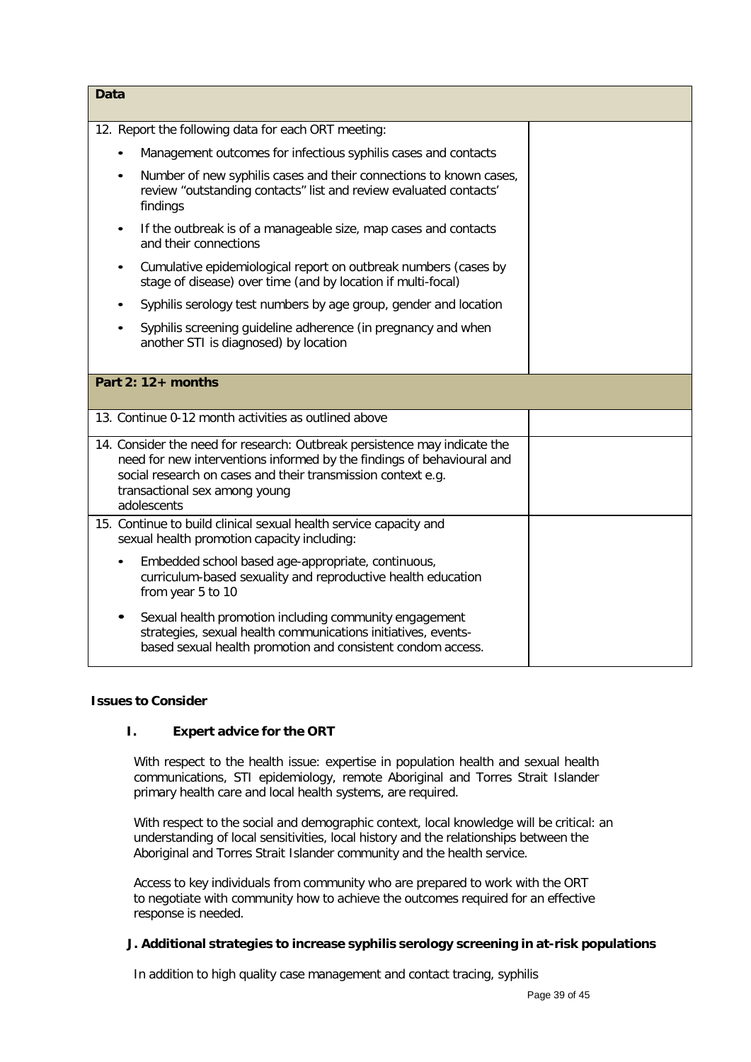| Data | |
|---|---|
| 12. Report the following data for each ORT meeting:<br>• Management outcomes for infectious syphilis cases and contacts<br>• Number of new syphilis cases and their connections to known cases, review "outstanding contacts" list and review evaluated contacts' findings<br>• If the outbreak is of a manageable size, map cases and contacts and their connections<br>• Cumulative epidemiological report on outbreak numbers (cases by stage of disease) over time (and by location if multi-focal)<br>• Syphilis serology test numbers by age group, gender and location<br>• Syphilis screening guideline adherence (in pregnancy and when another STI is diagnosed) by location | |
| **Part 2: 12+ months** | |
| 13. Continue 0-12 month activities as outlined above | |
| 14. Consider the need for research: Outbreak persistence may indicate the need for new interventions informed by the findings of behavioural and social research on cases and their transmission context e.g. transactional sex among young adolescents | |
| 15. Continue to build clinical sexual health service capacity and sexual health promotion capacity including:<br>• Embedded school based age-appropriate, continuous, curriculum-based sexuality and reproductive health education from year 5 to 10<br>• Sexual health promotion including community engagement strategies, sexual health communications initiatives, events-based sexual health promotion and consistent condom access. | |

**Issues to Consider**

**I. Expert advice for the ORT**

With respect to the health issue: expertise in population health and sexual health communications, STI epidemiology, remote Aboriginal and Torres Strait Islander primary health care and local health systems, are required.

With respect to the social and demographic context, local knowledge will be critical: an understanding of local sensitivities, local history and the relationships between the Aboriginal and Torres Strait Islander community and the health service.

Access to key individuals from community who are prepared to work with the ORT to negotiate with community how to achieve the outcomes required for an effective response is needed.

**J. Additional strategies to increase syphilis serology screening in at-risk populations**

In addition to high quality case management and contact tracing, syphilis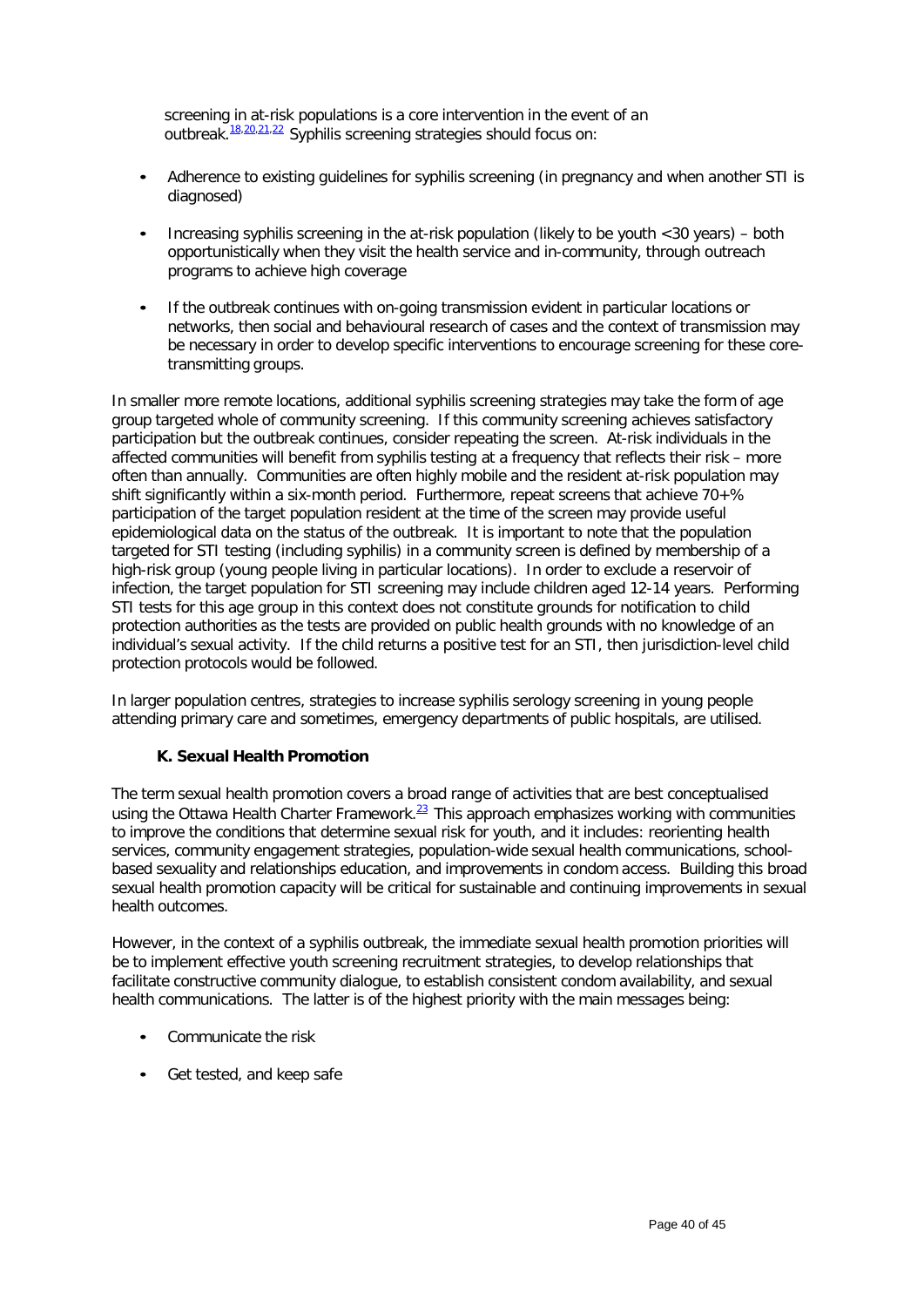screening in at-risk populations is a core intervention in the event of an outbreak.[18,20,21,22] Syphilis screening strategies should focus on:

- Adherence to existing guidelines for syphilis screening (in pregnancy and when another STI is diagnosed)
- Increasing syphilis screening in the at-risk population (likely to be youth <30 years) – both opportunistically when they visit the health service and in-community, through outreach programs to achieve high coverage
- If the outbreak continues with on-going transmission evident in particular locations or networks, then social and behavioural research of cases and the context of transmission may be necessary in order to develop specific interventions to encourage screening for these core-transmitting groups.

In smaller more remote locations, additional syphilis screening strategies may take the form of age group targeted whole of community screening. If this community screening achieves satisfactory participation but the outbreak continues, consider repeating the screen. At-risk individuals in the affected communities will benefit from syphilis testing at a frequency that reflects their risk – more often than annually. Communities are often highly mobile and the resident at-risk population may shift significantly within a six-month period. Furthermore, repeat screens that achieve 70+% participation of the target population resident at the time of the screen may provide useful epidemiological data on the status of the outbreak. It is important to note that the population targeted for STI testing (including syphilis) in a community screen is defined by membership of a high-risk group (young people living in particular locations). In order to exclude a reservoir of infection, the target population for STI screening may include children aged 12-14 years. Performing STI tests for this age group in this context does not constitute grounds for notification to child protection authorities as the tests are provided on public health grounds with no knowledge of an individual's sexual activity. If the child returns a positive test for an STI, then jurisdiction-level child protection protocols would be followed.

In larger population centres, strategies to increase syphilis serology screening in young people attending primary care and sometimes, emergency departments of public hospitals, are utilised.

### K. Sexual Health Promotion

The term sexual health promotion covers a broad range of activities that are best conceptualised using the Ottawa Health Charter Framework.[23] This approach emphasizes working with communities to improve the conditions that determine sexual risk for youth, and it includes: reorienting health services, community engagement strategies, population-wide sexual health communications, school-based sexuality and relationships education, and improvements in condom access. Building this broad sexual health promotion capacity will be critical for sustainable and continuing improvements in sexual health outcomes.

However, in the context of a syphilis outbreak, the immediate sexual health promotion priorities will be to implement effective youth screening recruitment strategies, to develop relationships that facilitate constructive community dialogue, to establish consistent condom availability, and sexual health communications. The latter is of the highest priority with the main messages being:

- Communicate the risk
- Get tested, and keep safe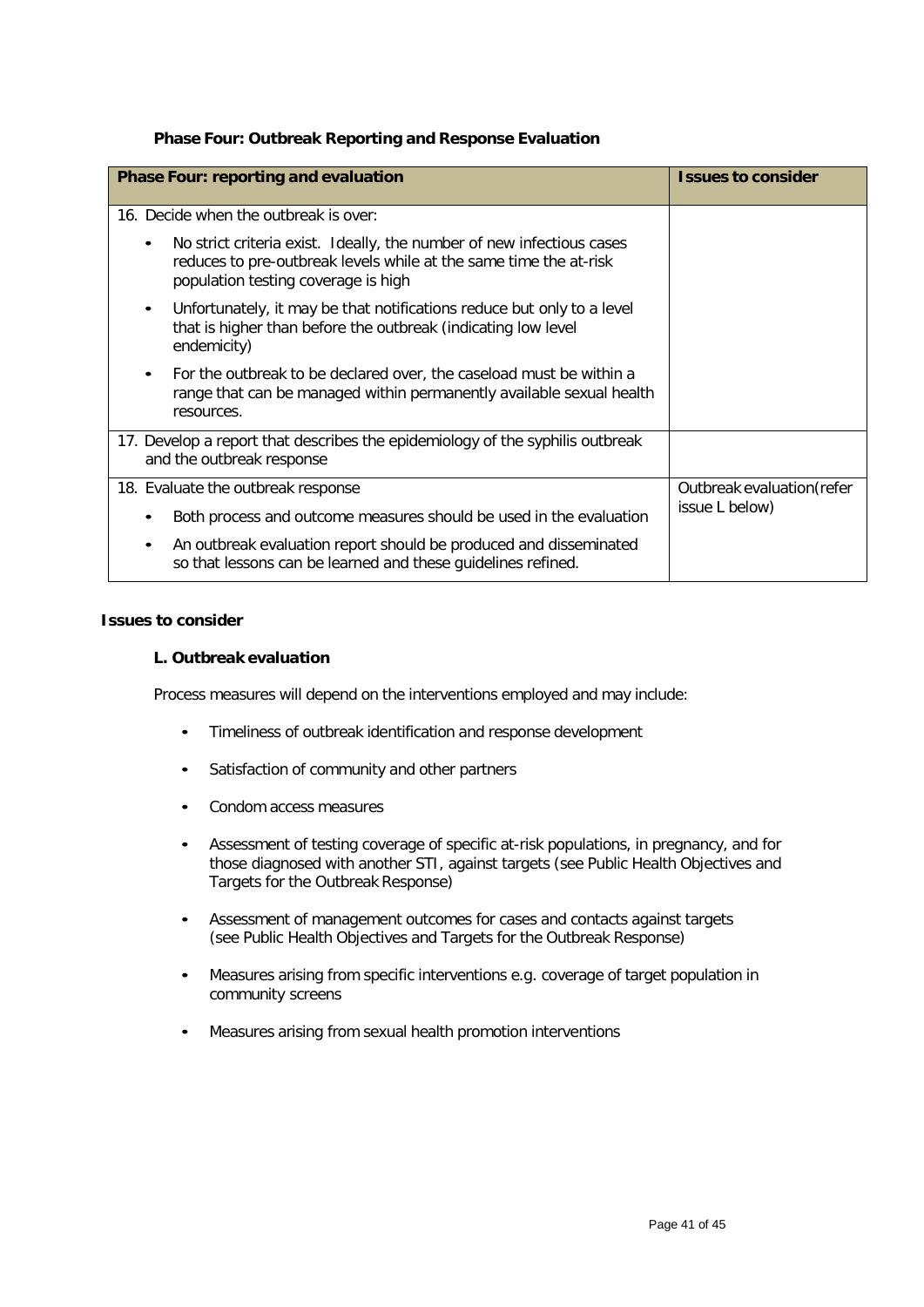### Phase Four: Outbreak Reporting and Response Evaluation

| Phase Four: reporting and evaluation | Issues to consider |
|---|---|
| 16. Decide when the outbreak is over:<br>• No strict criteria exist. Ideally, the number of new infectious cases reduces to pre-outbreak levels while at the same time the at-risk population testing coverage is high<br>• Unfortunately, it may be that notifications reduce but only to a level that is higher than before the outbreak (indicating low level endemicity)<br>• For the outbreak to be declared over, the caseload must be within a range that can be managed within permanently available sexual health resources. | |
| 17. Develop a report that describes the epidemiology of the syphilis outbreak and the outbreak response | |
| 18. Evaluate the outbreak response<br>• Both process and outcome measures should be used in the evaluation<br>• An outbreak evaluation report should be produced and disseminated so that lessons can be learned and these guidelines refined. | Outbreak evaluation(refer issue L below) |

## Issues to consider

### L. Outbreak evaluation

Process measures will depend on the interventions employed and may include:

- Timeliness of outbreak identification and response development
- Satisfaction of community and other partners
- Condom access measures
- Assessment of testing coverage of specific at-risk populations, in pregnancy, and for those diagnosed with another STI, against targets (see Public Health Objectives and Targets for the Outbreak Response)
- Assessment of management outcomes for cases and contacts against targets (see Public Health Objectives and Targets for the Outbreak Response)
- Measures arising from specific interventions e.g. coverage of target population in community screens
- Measures arising from sexual health promotion interventions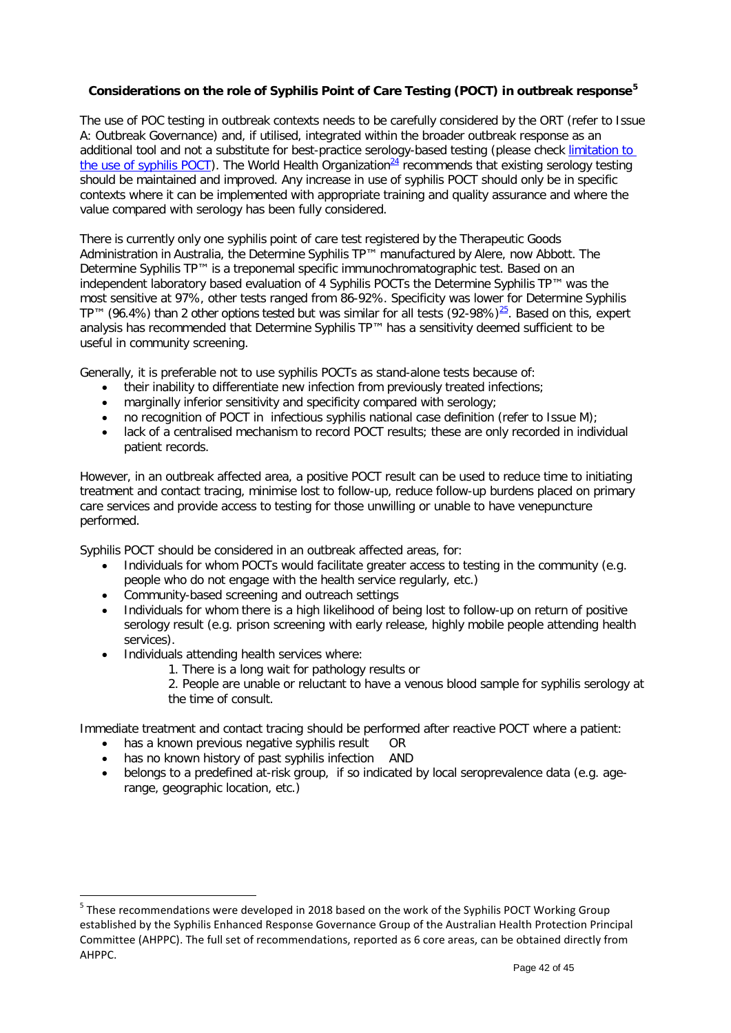**Considerations on the role of Syphilis Point of Care Testing (POCT) in outbreak response[5]**

The use of POC testing in outbreak contexts needs to be carefully considered by the ORT (refer to Issue A: Outbreak Governance) and, if utilised, integrated within the broader outbreak response as an additional tool and not a substitute for best-practice serology-based testing (please check limitation to the use of syphilis POCT). The World Health Organization[24] recommends that existing serology testing should be maintained and improved. Any increase in use of syphilis POCT should only be in specific contexts where it can be implemented with appropriate training and quality assurance and where the value compared with serology has been fully considered.

There is currently only one syphilis point of care test registered by the Therapeutic Goods Administration in Australia, the Determine Syphilis TP™ manufactured by Alere, now Abbott. The Determine Syphilis TP™ is a treponemal specific immunochromatographic test. Based on an independent laboratory based evaluation of 4 Syphilis POCTs the Determine Syphilis TP™ was the most sensitive at 97%, other tests ranged from 86-92%. Specificity was lower for Determine Syphilis TP™ (96.4%) than 2 other options tested but was similar for all tests (92-98%)[25]. Based on this, expert analysis has recommended that Determine Syphilis TP™ has a sensitivity deemed sufficient to be useful in community screening.

Generally, it is preferable not to use syphilis POCTs as stand-alone tests because of:

- their inability to differentiate new infection from previously treated infections;
- marginally inferior sensitivity and specificity compared with serology;
- no recognition of POCT in infectious syphilis national case definition (refer to Issue M);
- lack of a centralised mechanism to record POCT results; these are only recorded in individual patient records.

However, in an outbreak affected area, a positive POCT result can be used to reduce time to initiating treatment and contact tracing, minimise lost to follow-up, reduce follow-up burdens placed on primary care services and provide access to testing for those unwilling or unable to have venepuncture performed.

Syphilis POCT should be considered in an outbreak affected areas, for:

- Individuals for whom POCTs would facilitate greater access to testing in the community (e.g. people who do not engage with the health service regularly, etc.)
- Community-based screening and outreach settings
- Individuals for whom there is a high likelihood of being lost to follow-up on return of positive serology result (e.g. prison screening with early release, highly mobile people attending health services).
- Individuals attending health services where:
    1. There is a long wait for pathology results or
    2. People are unable or reluctant to have a venous blood sample for syphilis serology at the time of consult.

Immediate treatment and contact tracing should be performed after reactive POCT where a patient:

- has a known previous negative syphilis result OR
- has no known history of past syphilis infection AND
- belongs to a predefined at-risk group, if so indicated by local seroprevalence data (e.g. age-range, geographic location, etc.)

---

[5] These recommendations were developed in 2018 based on the work of the Syphilis POCT Working Group established by the Syphilis Enhanced Response Governance Group of the Australian Health Protection Principal Committee (AHPPC). The full set of recommendations, reported as 6 core areas, can be obtained directly from AHPPC.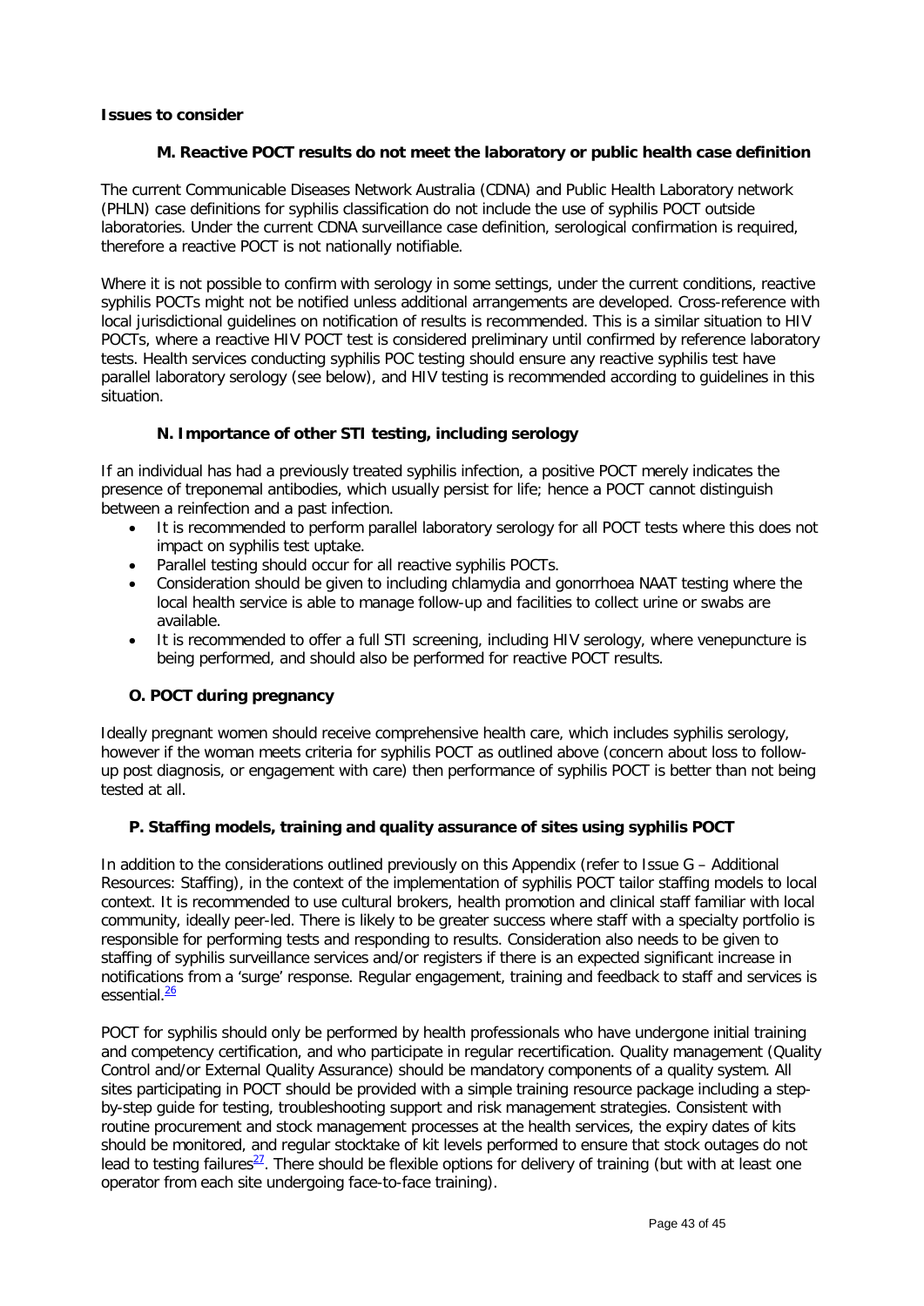**Issues to consider**

### M. Reactive POCT results do not meet the laboratory or public health case definition

The current Communicable Diseases Network Australia (CDNA) and Public Health Laboratory network (PHLN) case definitions for syphilis classification do not include the use of syphilis POCT outside laboratories. Under the current CDNA surveillance case definition, serological confirmation is required, therefore a reactive POCT is not nationally notifiable.

Where it is not possible to confirm with serology in some settings, under the current conditions, reactive syphilis POCTs might not be notified unless additional arrangements are developed. Cross-reference with local jurisdictional guidelines on notification of results is recommended. This is a similar situation to HIV POCTs, where a reactive HIV POCT test is considered preliminary until confirmed by reference laboratory tests. Health services conducting syphilis POC testing should ensure any reactive syphilis test have parallel laboratory serology (see below), and HIV testing is recommended according to guidelines in this situation.

### N. Importance of other STI testing, including serology

If an individual has had a previously treated syphilis infection, a positive POCT merely indicates the presence of treponemal antibodies, which usually persist for life; hence a POCT cannot distinguish between a reinfection and a past infection.

- It is recommended to perform parallel laboratory serology for all POCT tests where this does not impact on syphilis test uptake.
- Parallel testing should occur for all reactive syphilis POCTs.
- Consideration should be given to including chlamydia and gonorrhoea NAAT testing where the local health service is able to manage follow-up and facilities to collect urine or swabs are available.
- It is recommended to offer a full STI screening, including HIV serology, where venepuncture is being performed, and should also be performed for reactive POCT results.

### O. POCT during pregnancy

Ideally pregnant women should receive comprehensive health care, which includes syphilis serology, however if the woman meets criteria for syphilis POCT as outlined above (concern about loss to follow-up post diagnosis, or engagement with care) then performance of syphilis POCT is better than not being tested at all.

### P. Staffing models, training and quality assurance of sites using syphilis POCT

In addition to the considerations outlined previously on this Appendix (refer to Issue G – Additional Resources: Staffing), in the context of the implementation of syphilis POCT tailor staffing models to local context. It is recommended to use cultural brokers, health promotion and clinical staff familiar with local community, ideally peer-led. There is likely to be greater success where staff with a specialty portfolio is responsible for performing tests and responding to results. Consideration also needs to be given to staffing of syphilis surveillance services and/or registers if there is an expected significant increase in notifications from a 'surge' response. Regular engagement, training and feedback to staff and services is essential.[26]

POCT for syphilis should only be performed by health professionals who have undergone initial training and competency certification, and who participate in regular recertification. Quality management (Quality Control and/or External Quality Assurance) should be mandatory components of a quality system. All sites participating in POCT should be provided with a simple training resource package including a step-by-step guide for testing, troubleshooting support and risk management strategies. Consistent with routine procurement and stock management processes at the health services, the expiry dates of kits should be monitored, and regular stocktake of kit levels performed to ensure that stock outages do not lead to testing failures[27]. There should be flexible options for delivery of training (but with at least one operator from each site undergoing face-to-face training).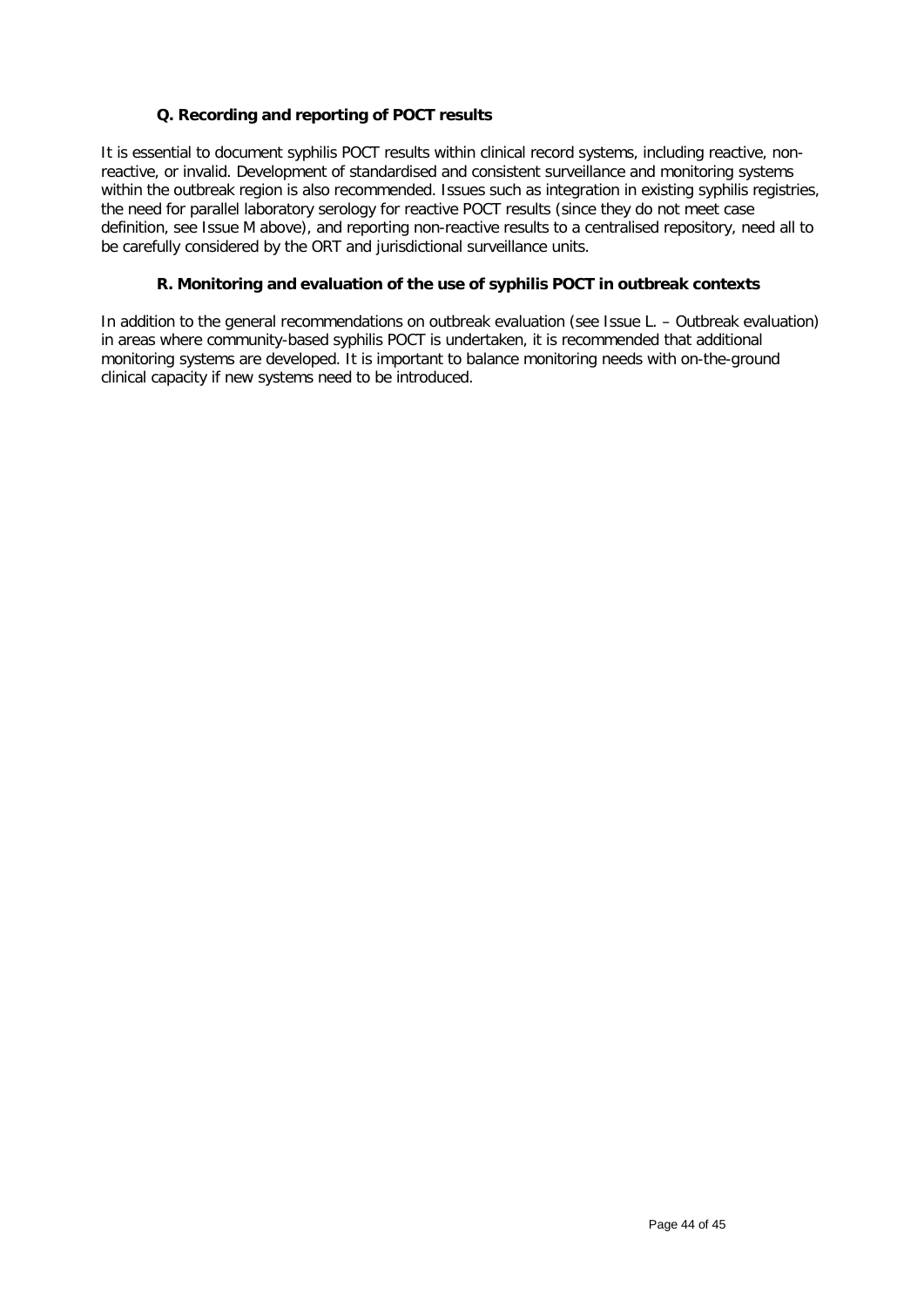### Q. Recording and reporting of POCT results

It is essential to document syphilis POCT results within clinical record systems, including reactive, non-reactive, or invalid. Development of standardised and consistent surveillance and monitoring systems within the outbreak region is also recommended. Issues such as integration in existing syphilis registries, the need for parallel laboratory serology for reactive POCT results (since they do not meet case definition, see Issue M above), and reporting non-reactive results to a centralised repository, need all to be carefully considered by the ORT and jurisdictional surveillance units.

### R. Monitoring and evaluation of the use of syphilis POCT in outbreak contexts

In addition to the general recommendations on outbreak evaluation (see Issue L. – Outbreak evaluation) in areas where community-based syphilis POCT is undertaken, it is recommended that additional monitoring systems are developed. It is important to balance monitoring needs with on-the-ground clinical capacity if new systems need to be introduced.